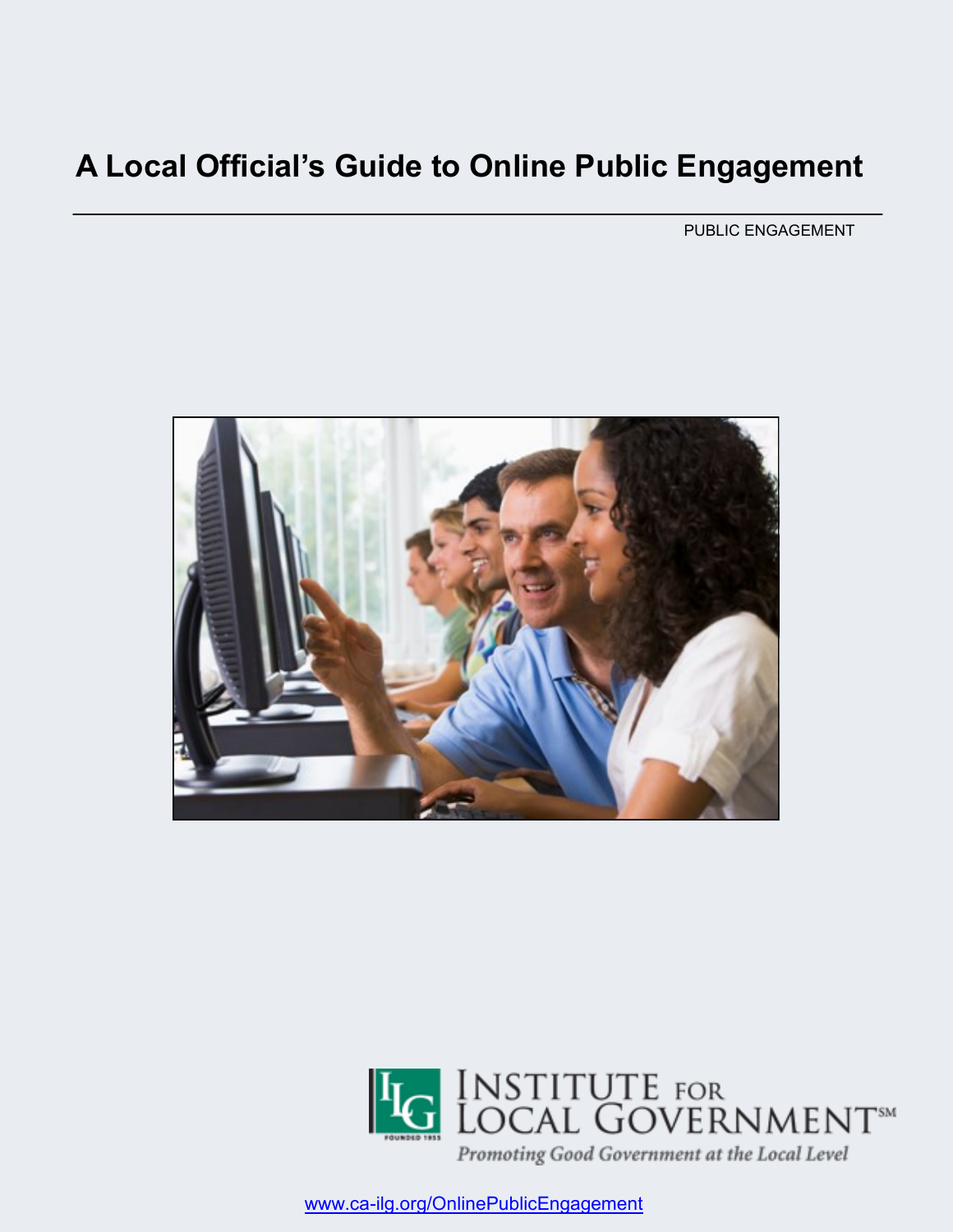# A Local Official's Guide to Online Public Engagement

PUBLIC ENGAGEMENT

INSTITUTE FOR LOCAL GOVERNMENT℠

*Promoting Good Government at the Local Level*

www.ca-ilg.org/OnlinePublicEngagement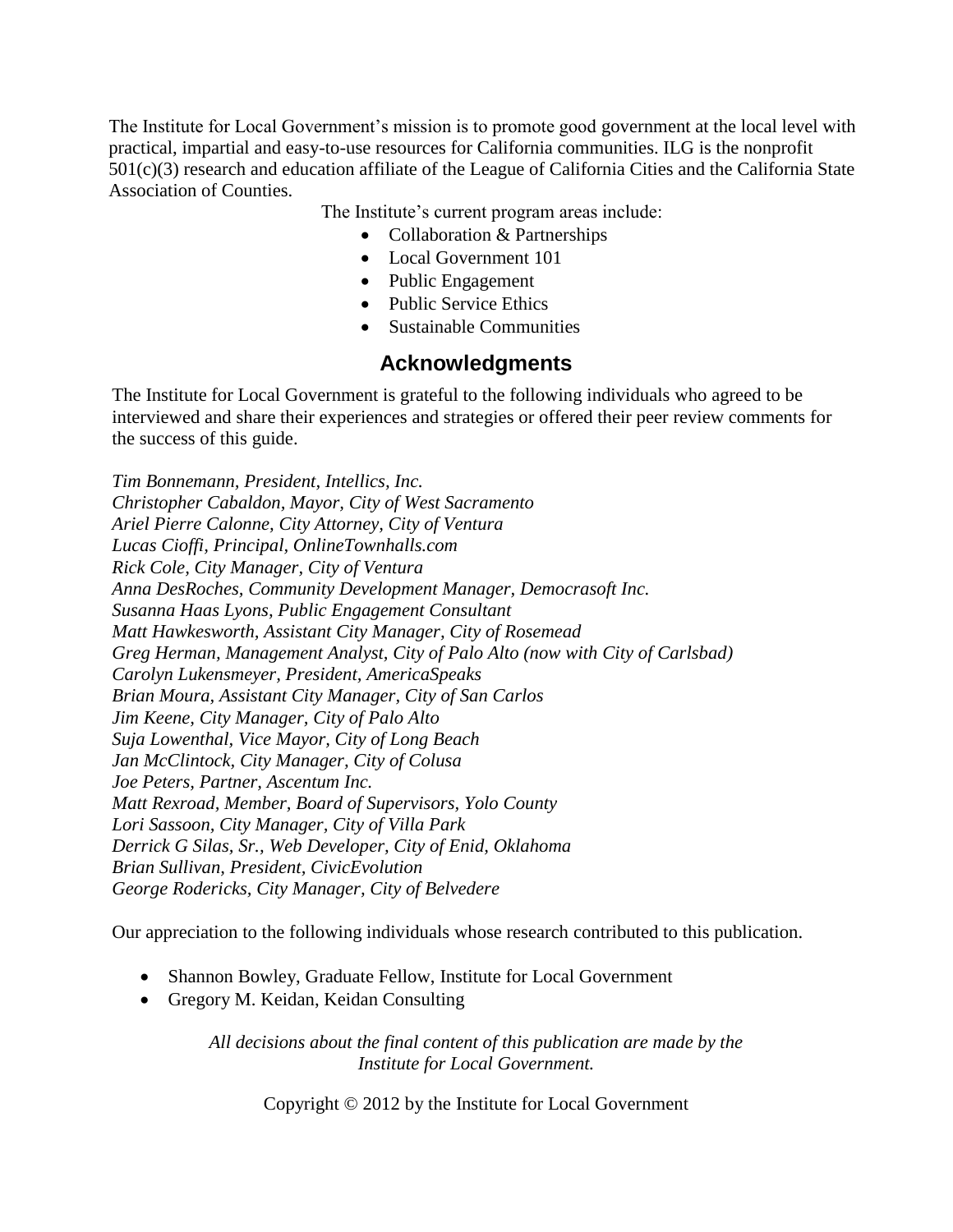The Institute for Local Government's mission is to promote good government at the local level with practical, impartial and easy-to-use resources for California communities. ILG is the nonprofit 501(c)(3) research and education affiliate of the League of California Cities and the California State Association of Counties.

The Institute's current program areas include:

- Collaboration & Partnerships
- Local Government 101
- Public Engagement
- Public Service Ethics
- Sustainable Communities

## Acknowledgments

The Institute for Local Government is grateful to the following individuals who agreed to be interviewed and share their experiences and strategies or offered their peer review comments for the success of this guide.

*Tim Bonnemann, President, Intellics, Inc.*
*Christopher Cabaldon, Mayor, City of West Sacramento*
*Ariel Pierre Calonne, City Attorney, City of Ventura*
*Lucas Cioffi, Principal, OnlineTownhalls.com*
*Rick Cole, City Manager, City of Ventura*
*Anna DesRoches, Community Development Manager, Democrasoft Inc.*
*Susanna Haas Lyons, Public Engagement Consultant*
*Matt Hawkesworth, Assistant City Manager, City of Rosemead*
*Greg Herman, Management Analyst, City of Palo Alto (now with City of Carlsbad)*
*Carolyn Lukensmeyer, President, AmericaSpeaks*
*Brian Moura, Assistant City Manager, City of San Carlos*
*Jim Keene, City Manager, City of Palo Alto*
*Suja Lowenthal, Vice Mayor, City of Long Beach*
*Jan McClintock, City Manager, City of Colusa*
*Joe Peters, Partner, Ascentum Inc.*
*Matt Rexroad, Member, Board of Supervisors, Yolo County*
*Lori Sassoon, City Manager, City of Villa Park*
*Derrick G Silas, Sr., Web Developer, City of Enid, Oklahoma*
*Brian Sullivan, President, CivicEvolution*
*George Rodericks, City Manager, City of Belvedere*

Our appreciation to the following individuals whose research contributed to this publication.

- Shannon Bowley, Graduate Fellow, Institute for Local Government
- Gregory M. Keidan, Keidan Consulting

*All decisions about the final content of this publication are made by the Institute for Local Government.*

Copyright © 2012 by the Institute for Local Government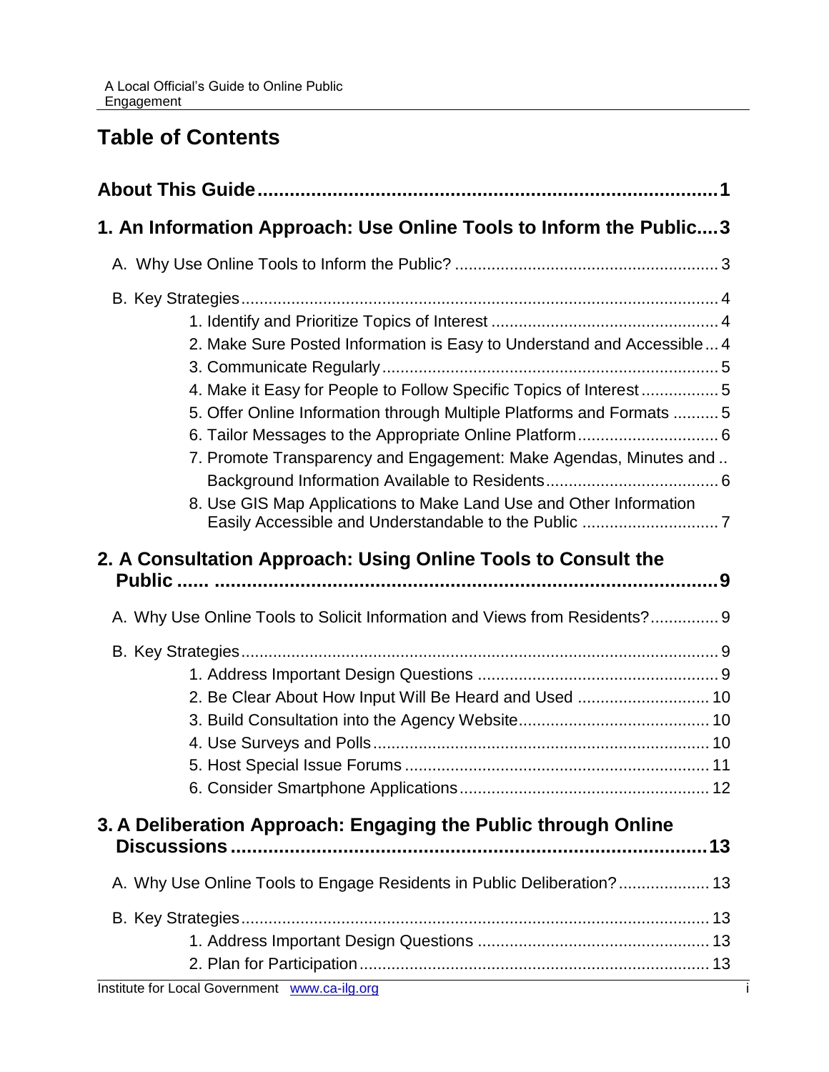# Table of Contents

**About This Guide....................................................................................1**

**1. An Information Approach: Use Online Tools to Inform the Public....3**

A. Why Use Online Tools to Inform the Public? ........................................................ 3

B. Key Strategies........................................................................................................ 4

1. Identify and Prioritize Topics of Interest ................................................. 4
2. Make Sure Posted Information is Easy to Understand and Accessible... 4
3. Communicate Regularly......................................................................... 5
4. Make it Easy for People to Follow Specific Topics of Interest ................ 5
5. Offer Online Information through Multiple Platforms and Formats .......... 5
6. Tailor Messages to the Appropriate Online Platform............................... 6
7. Promote Transparency and Engagement: Make Agendas, Minutes and .. Background Information Available to Residents...................................... 6
8. Use GIS Map Applications to Make Land Use and Other Information Easily Accessible and Understandable to the Public .............................. 7

**2. A Consultation Approach: Using Online Tools to Consult the Public ...... .............................................................................................9**

A. Why Use Online Tools to Solicit Information and Views from Residents?.............. 9

B. Key Strategies........................................................................................................ 9

1. Address Important Design Questions .................................................... 9
2. Be Clear About How Input Will Be Heard and Used ............................. 10
3. Build Consultation into the Agency Website.......................................... 10
4. Use Surveys and Polls......................................................................... 10
5. Host Special Issue Forums .................................................................. 11
6. Consider Smartphone Applications...................................................... 12

**3. A Deliberation Approach: Engaging the Public through Online Discussions..........................................................................................13**

A. Why Use Online Tools to Engage Residents in Public Deliberation? .................... 13

B. Key Strategies...................................................................................................... 13

1. Address Important Design Questions .................................................. 13
2. Plan for Participation............................................................................ 13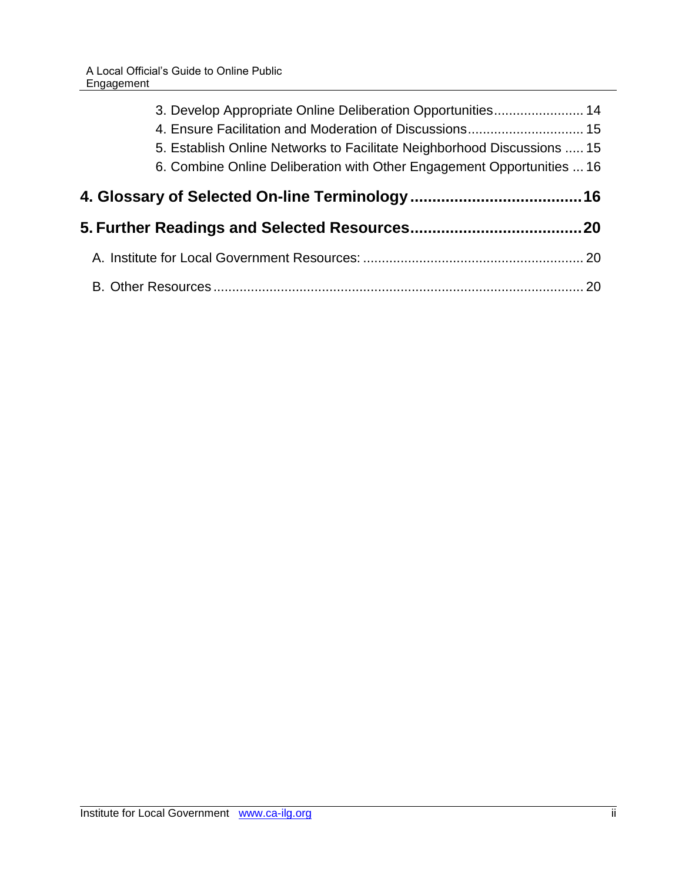3. Develop Appropriate Online Deliberation Opportunities........................ 14
4. Ensure Facilitation and Moderation of Discussions............................... 15
5. Establish Online Networks to Facilitate Neighborhood Discussions ..... 15
6. Combine Online Deliberation with Other Engagement Opportunities ... 16

**4. Glossary of Selected On-line Terminology.......................................16**

**5. Further Readings and Selected Resources.......................................20**

A. Institute for Local Government Resources: ........................................................... 20

B. Other Resources ................................................................................................... 20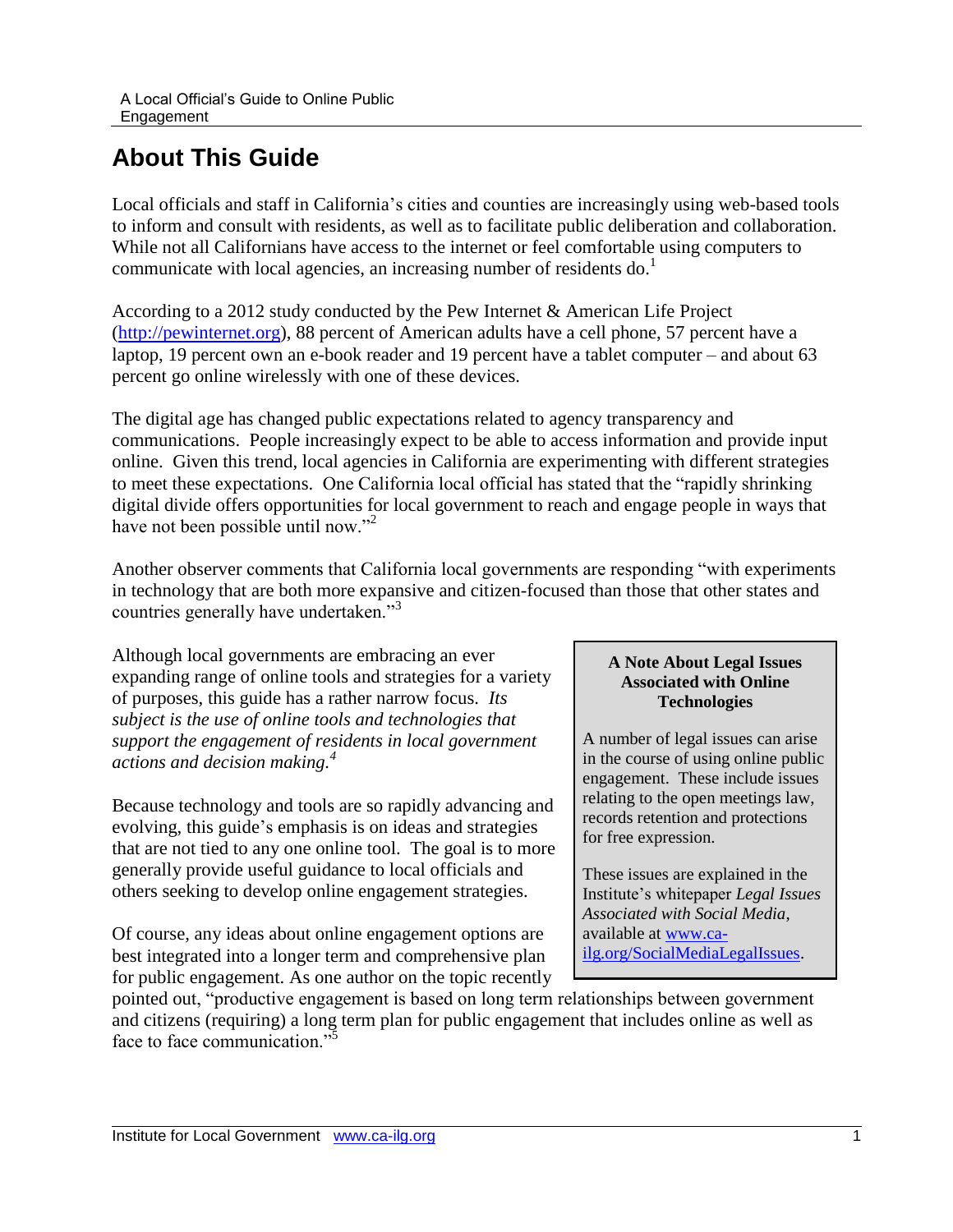# About This Guide

Local officials and staff in California's cities and counties are increasingly using web-based tools to inform and consult with residents, as well as to facilitate public deliberation and collaboration. While not all Californians have access to the internet or feel comfortable using computers to communicate with local agencies, an increasing number of residents do.[1]

According to a 2012 study conducted by the Pew Internet & American Life Project (http://pewinternet.org), 88 percent of American adults have a cell phone, 57 percent have a laptop, 19 percent own an e-book reader and 19 percent have a tablet computer – and about 63 percent go online wirelessly with one of these devices.

The digital age has changed public expectations related to agency transparency and communications. People increasingly expect to be able to access information and provide input online. Given this trend, local agencies in California are experimenting with different strategies to meet these expectations. One California local official has stated that the "rapidly shrinking digital divide offers opportunities for local government to reach and engage people in ways that have not been possible until now."[2]

Another observer comments that California local governments are responding "with experiments in technology that are both more expansive and citizen-focused than those that other states and countries generally have undertaken."[3]

Although local governments are embracing an ever expanding range of online tools and strategies for a variety of purposes, this guide has a rather narrow focus. *Its subject is the use of online tools and technologies that support the engagement of residents in local government actions and decision making.[4]*

Because technology and tools are so rapidly advancing and evolving, this guide's emphasis is on ideas and strategies that are not tied to any one online tool. The goal is to more generally provide useful guidance to local officials and others seeking to develop online engagement strategies.

Of course, any ideas about online engagement options are best integrated into a longer term and comprehensive plan for public engagement. As one author on the topic recently pointed out, "productive engagement is based on long term relationships between government and citizens (requiring) a long term plan for public engagement that includes online as well as face to face communication."[5]

> **A Note About Legal Issues Associated with Online Technologies**
>
> A number of legal issues can arise in the course of using online public engagement. These include issues relating to the open meetings law, records retention and protections for free expression.
>
> These issues are explained in the Institute's whitepaper *Legal Issues Associated with Social Media*, available at www.ca-ilg.org/SocialMediaLegalIssues.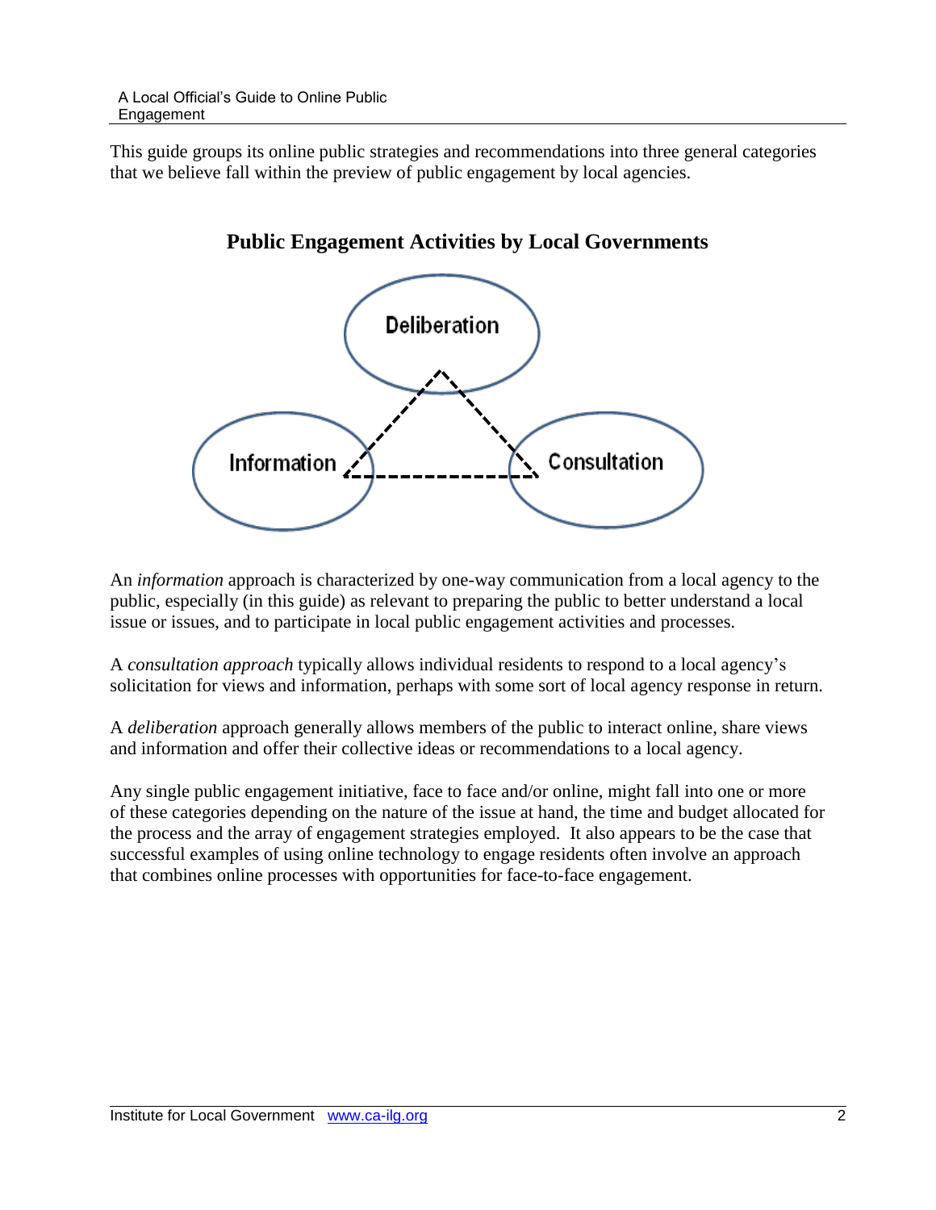This guide groups its online public strategies and recommendations into three general categories that we believe fall within the preview of public engagement by local agencies.

## Public Engagement Activities by Local Governments

Deliberation

Information

Consultation

An *information* approach is characterized by one-way communication from a local agency to the public, especially (in this guide) as relevant to preparing the public to better understand a local issue or issues, and to participate in local public engagement activities and processes.

A *consultation approach* typically allows individual residents to respond to a local agency's solicitation for views and information, perhaps with some sort of local agency response in return.

A *deliberation* approach generally allows members of the public to interact online, share views and information and offer their collective ideas or recommendations to a local agency.

Any single public engagement initiative, face to face and/or online, might fall into one or more of these categories depending on the nature of the issue at hand, the time and budget allocated for the process and the array of engagement strategies employed. It also appears to be the case that successful examples of using online technology to engage residents often involve an approach that combines online processes with opportunities for face-to-face engagement.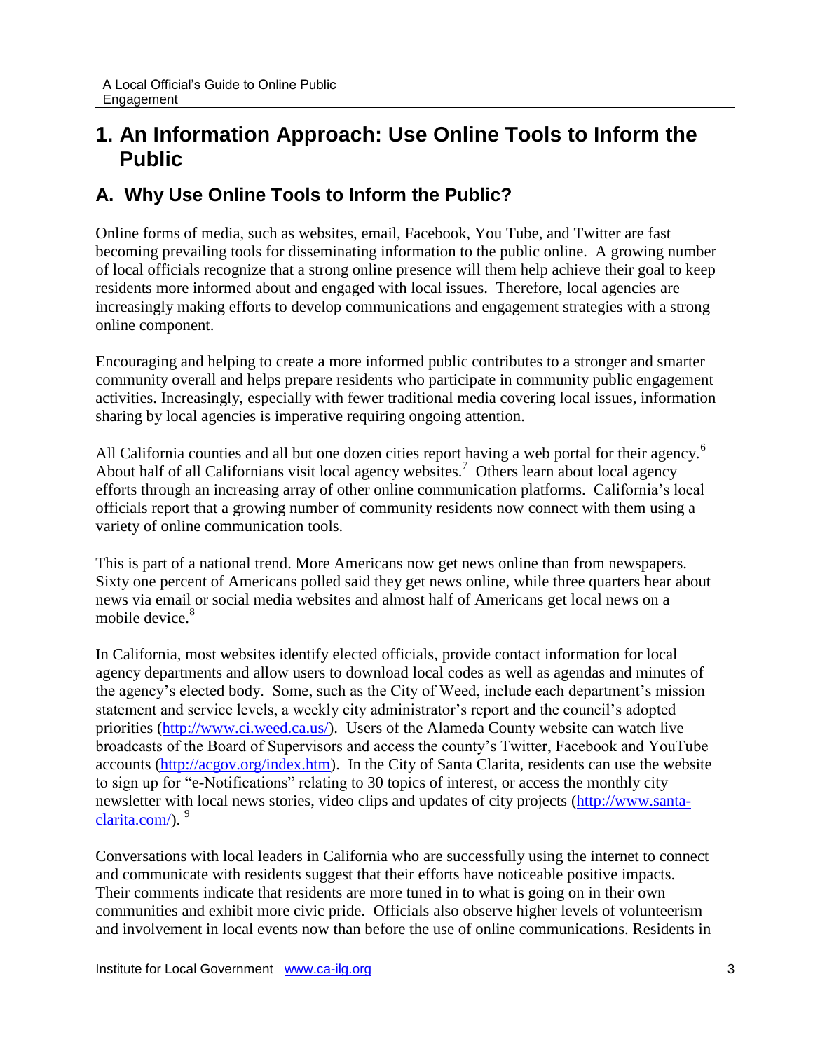# 1. An Information Approach: Use Online Tools to Inform the Public

## A. Why Use Online Tools to Inform the Public?

Online forms of media, such as websites, email, Facebook, You Tube, and Twitter are fast becoming prevailing tools for disseminating information to the public online. A growing number of local officials recognize that a strong online presence will them help achieve their goal to keep residents more informed about and engaged with local issues. Therefore, local agencies are increasingly making efforts to develop communications and engagement strategies with a strong online component.

Encouraging and helping to create a more informed public contributes to a stronger and smarter community overall and helps prepare residents who participate in community public engagement activities. Increasingly, especially with fewer traditional media covering local issues, information sharing by local agencies is imperative requiring ongoing attention.

All California counties and all but one dozen cities report having a web portal for their agency.[6] About half of all Californians visit local agency websites.[7] Others learn about local agency efforts through an increasing array of other online communication platforms. California's local officials report that a growing number of community residents now connect with them using a variety of online communication tools.

This is part of a national trend. More Americans now get news online than from newspapers. Sixty one percent of Americans polled said they get news online, while three quarters hear about news via email or social media websites and almost half of Americans get local news on a mobile device.[8]

In California, most websites identify elected officials, provide contact information for local agency departments and allow users to download local codes as well as agendas and minutes of the agency's elected body. Some, such as the City of Weed, include each department's mission statement and service levels, a weekly city administrator's report and the council's adopted priorities (http://www.ci.weed.ca.us/). Users of the Alameda County website can watch live broadcasts of the Board of Supervisors and access the county's Twitter, Facebook and YouTube accounts (http://acgov.org/index.htm). In the City of Santa Clarita, residents can use the website to sign up for "e-Notifications" relating to 30 topics of interest, or access the monthly city newsletter with local news stories, video clips and updates of city projects (http://www.santa-clarita.com/). [9]

Conversations with local leaders in California who are successfully using the internet to connect and communicate with residents suggest that their efforts have noticeable positive impacts. Their comments indicate that residents are more tuned in to what is going on in their own communities and exhibit more civic pride. Officials also observe higher levels of volunteerism and involvement in local events now than before the use of online communications. Residents in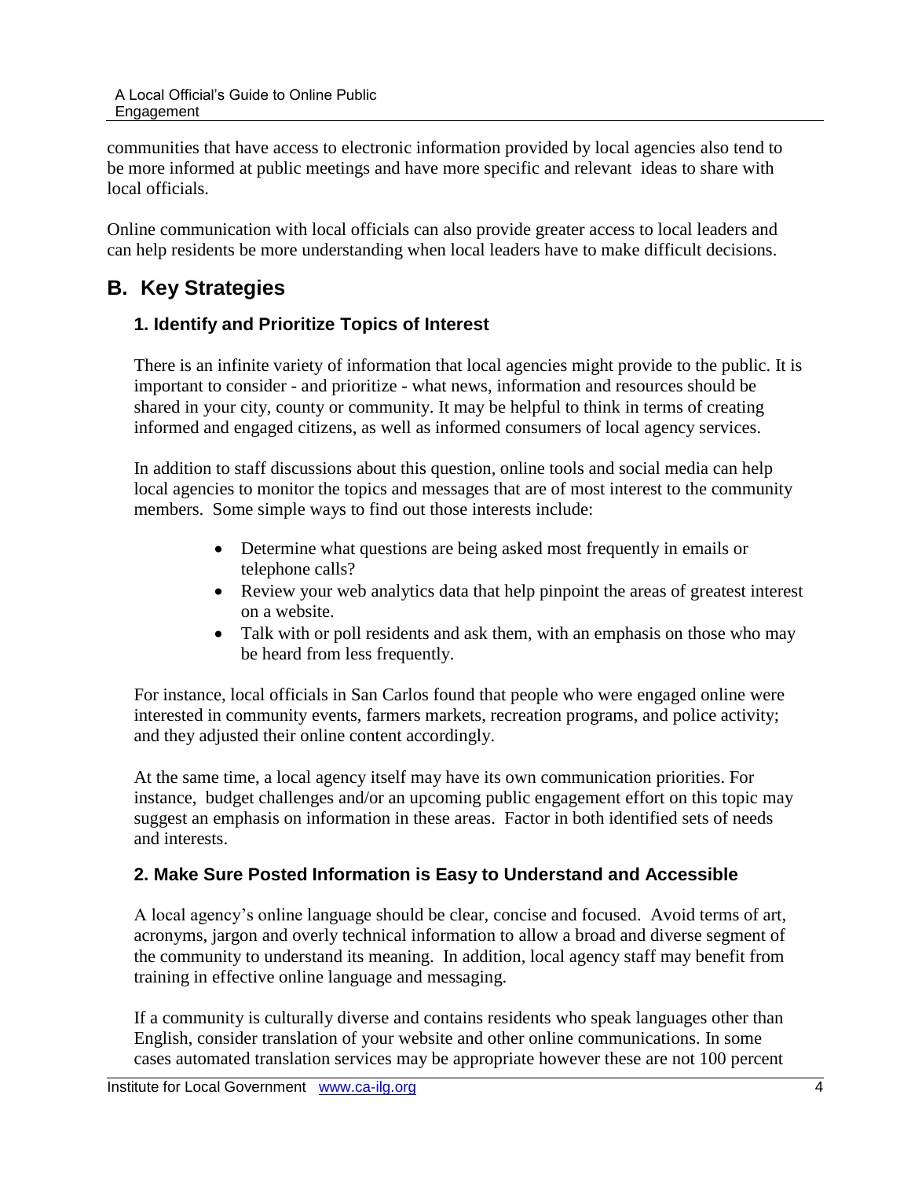communities that have access to electronic information provided by local agencies also tend to be more informed at public meetings and have more specific and relevant ideas to share with local officials.

Online communication with local officials can also provide greater access to local leaders and can help residents be more understanding when local leaders have to make difficult decisions.

## B. Key Strategies

### 1. Identify and Prioritize Topics of Interest

There is an infinite variety of information that local agencies might provide to the public. It is important to consider - and prioritize - what news, information and resources should be shared in your city, county or community. It may be helpful to think in terms of creating informed and engaged citizens, as well as informed consumers of local agency services.

In addition to staff discussions about this question, online tools and social media can help local agencies to monitor the topics and messages that are of most interest to the community members. Some simple ways to find out those interests include:

- Determine what questions are being asked most frequently in emails or telephone calls?
- Review your web analytics data that help pinpoint the areas of greatest interest on a website.
- Talk with or poll residents and ask them, with an emphasis on those who may be heard from less frequently.

For instance, local officials in San Carlos found that people who were engaged online were interested in community events, farmers markets, recreation programs, and police activity; and they adjusted their online content accordingly.

At the same time, a local agency itself may have its own communication priorities. For instance, budget challenges and/or an upcoming public engagement effort on this topic may suggest an emphasis on information in these areas. Factor in both identified sets of needs and interests.

### 2. Make Sure Posted Information is Easy to Understand and Accessible

A local agency's online language should be clear, concise and focused. Avoid terms of art, acronyms, jargon and overly technical information to allow a broad and diverse segment of the community to understand its meaning. In addition, local agency staff may benefit from training in effective online language and messaging.

If a community is culturally diverse and contains residents who speak languages other than English, consider translation of your website and other online communications. In some cases automated translation services may be appropriate however these are not 100 percent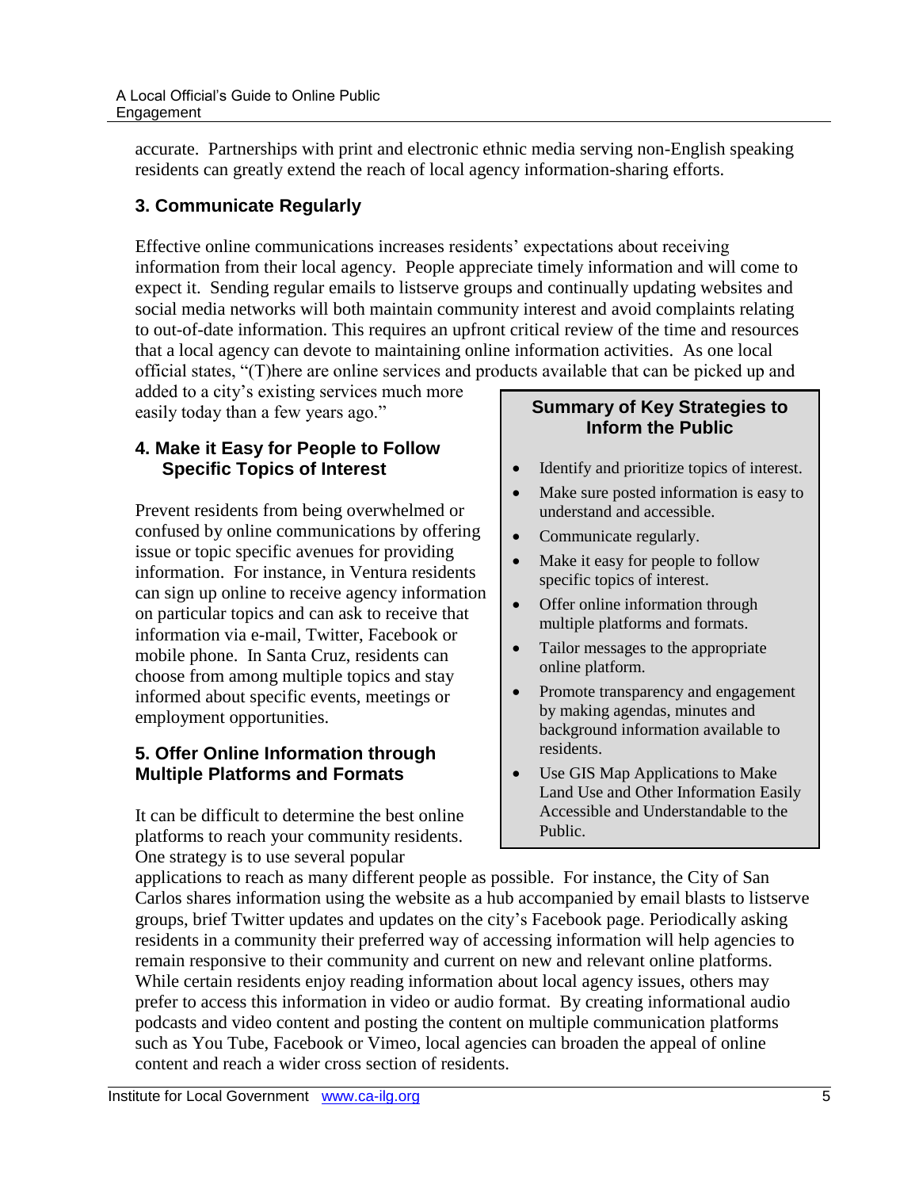accurate. Partnerships with print and electronic ethnic media serving non-English speaking residents can greatly extend the reach of local agency information-sharing efforts.

### 3. Communicate Regularly

Effective online communications increases residents' expectations about receiving information from their local agency. People appreciate timely information and will come to expect it. Sending regular emails to listserve groups and continually updating websites and social media networks will both maintain community interest and avoid complaints relating to out-of-date information. This requires an upfront critical review of the time and resources that a local agency can devote to maintaining online information activities. As one local official states, "(T)here are online services and products available that can be picked up and added to a city's existing services much more easily today than a few years ago."

### 4. Make it Easy for People to Follow Specific Topics of Interest

Prevent residents from being overwhelmed or confused by online communications by offering issue or topic specific avenues for providing information. For instance, in Ventura residents can sign up online to receive agency information on particular topics and can ask to receive that information via e-mail, Twitter, Facebook or mobile phone. In Santa Cruz, residents can choose from among multiple topics and stay informed about specific events, meetings or employment opportunities.

### 5. Offer Online Information through Multiple Platforms and Formats

It can be difficult to determine the best online platforms to reach your community residents. One strategy is to use several popular applications to reach as many different people as possible. For instance, the City of San Carlos shares information using the website as a hub accompanied by email blasts to listserve groups, brief Twitter updates and updates on the city's Facebook page. Periodically asking residents in a community their preferred way of accessing information will help agencies to remain responsive to their community and current on new and relevant online platforms. While certain residents enjoy reading information about local agency issues, others may prefer to access this information in video or audio format. By creating informational audio podcasts and video content and posting the content on multiple communication platforms such as You Tube, Facebook or Vimeo, local agencies can broaden the appeal of online content and reach a wider cross section of residents.

**Summary of Key Strategies to Inform the Public**

- Identify and prioritize topics of interest.
- Make sure posted information is easy to understand and accessible.
- Communicate regularly.
- Make it easy for people to follow specific topics of interest.
- Offer online information through multiple platforms and formats.
- Tailor messages to the appropriate online platform.
- Promote transparency and engagement by making agendas, minutes and background information available to residents.
- Use GIS Map Applications to Make Land Use and Other Information Easily Accessible and Understandable to the Public.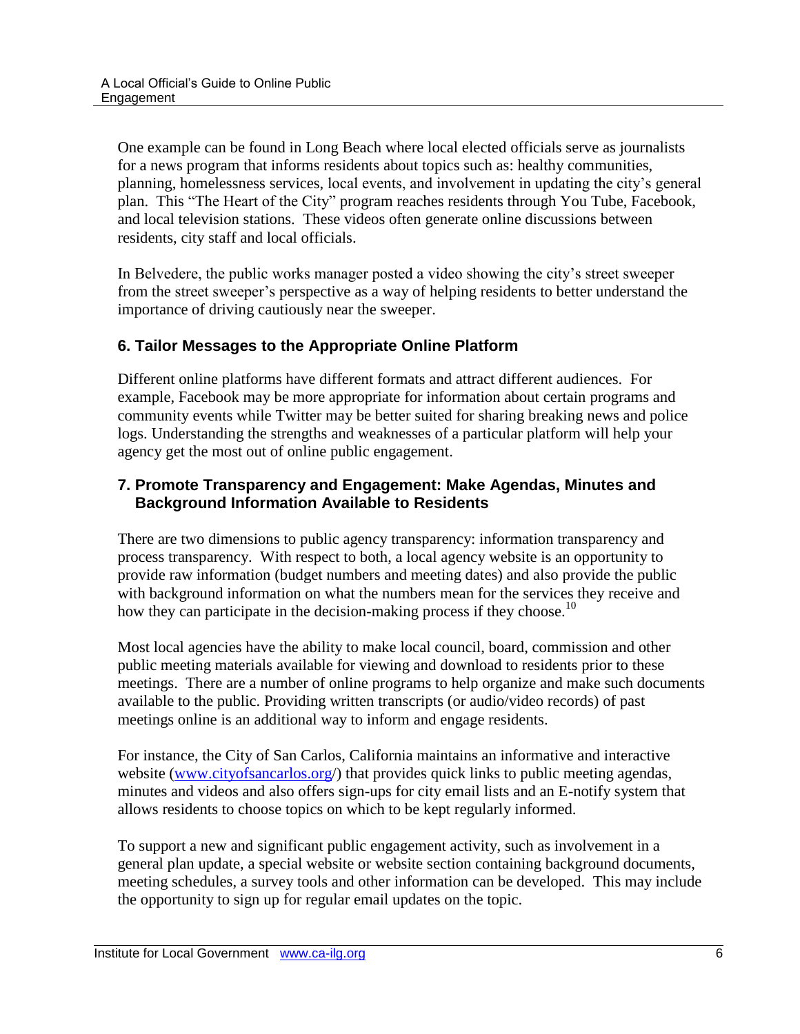One example can be found in Long Beach where local elected officials serve as journalists for a news program that informs residents about topics such as: healthy communities, planning, homelessness services, local events, and involvement in updating the city's general plan. This "The Heart of the City" program reaches residents through You Tube, Facebook, and local television stations. These videos often generate online discussions between residents, city staff and local officials.

In Belvedere, the public works manager posted a video showing the city's street sweeper from the street sweeper's perspective as a way of helping residents to better understand the importance of driving cautiously near the sweeper.

### 6. Tailor Messages to the Appropriate Online Platform

Different online platforms have different formats and attract different audiences. For example, Facebook may be more appropriate for information about certain programs and community events while Twitter may be better suited for sharing breaking news and police logs. Understanding the strengths and weaknesses of a particular platform will help your agency get the most out of online public engagement.

### 7. Promote Transparency and Engagement: Make Agendas, Minutes and Background Information Available to Residents

There are two dimensions to public agency transparency: information transparency and process transparency. With respect to both, a local agency website is an opportunity to provide raw information (budget numbers and meeting dates) and also provide the public with background information on what the numbers mean for the services they receive and how they can participate in the decision-making process if they choose.[10]

Most local agencies have the ability to make local council, board, commission and other public meeting materials available for viewing and download to residents prior to these meetings. There are a number of online programs to help organize and make such documents available to the public. Providing written transcripts (or audio/video records) of past meetings online is an additional way to inform and engage residents.

For instance, the City of San Carlos, California maintains an informative and interactive website (www.cityofsancarlos.org/) that provides quick links to public meeting agendas, minutes and videos and also offers sign-ups for city email lists and an E-notify system that allows residents to choose topics on which to be kept regularly informed.

To support a new and significant public engagement activity, such as involvement in a general plan update, a special website or website section containing background documents, meeting schedules, a survey tools and other information can be developed. This may include the opportunity to sign up for regular email updates on the topic.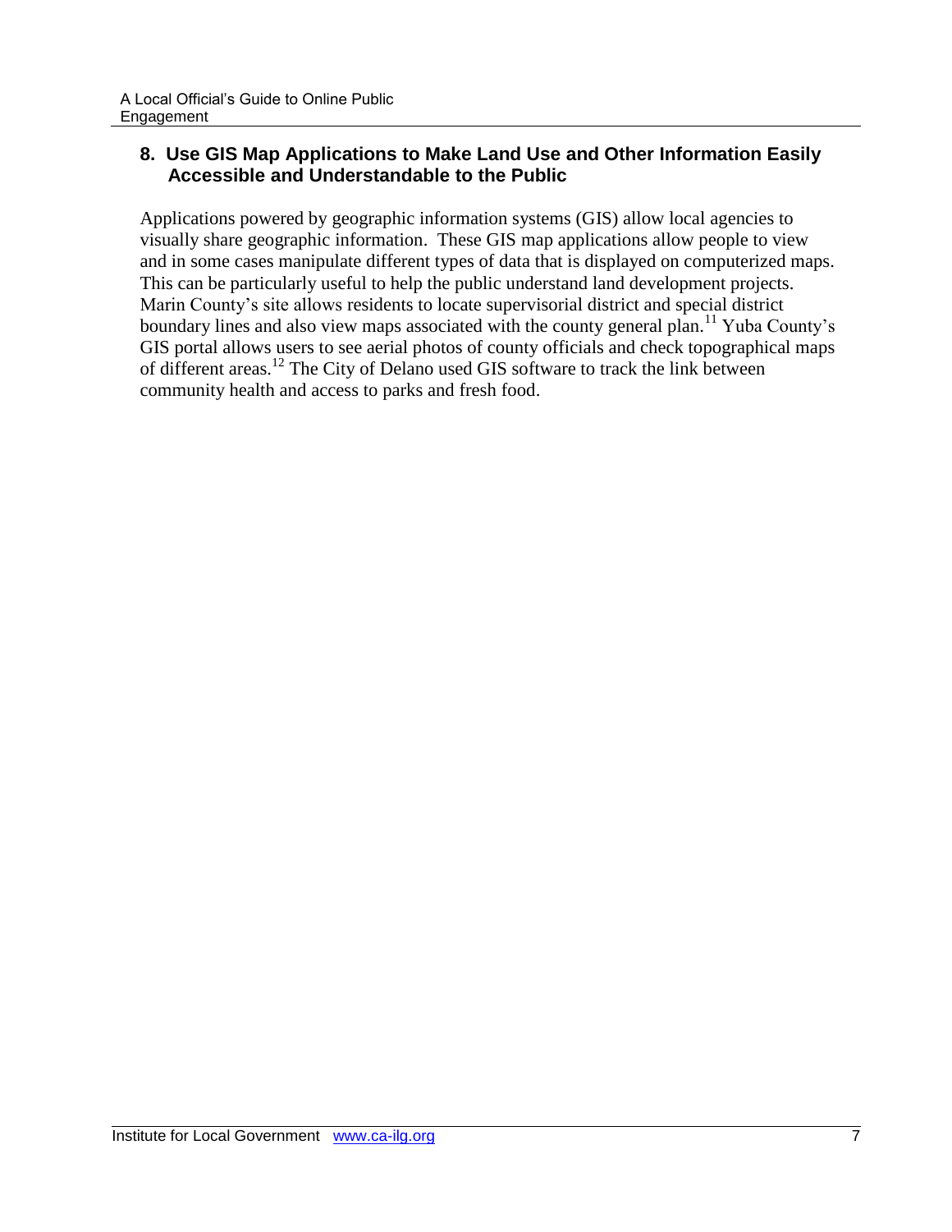## 8. Use GIS Map Applications to Make Land Use and Other Information Easily Accessible and Understandable to the Public

Applications powered by geographic information systems (GIS) allow local agencies to visually share geographic information. These GIS map applications allow people to view and in some cases manipulate different types of data that is displayed on computerized maps. This can be particularly useful to help the public understand land development projects. Marin County's site allows residents to locate supervisorial district and special district boundary lines and also view maps associated with the county general plan.[11] Yuba County's GIS portal allows users to see aerial photos of county officials and check topographical maps of different areas.[12] The City of Delano used GIS software to track the link between community health and access to parks and fresh food.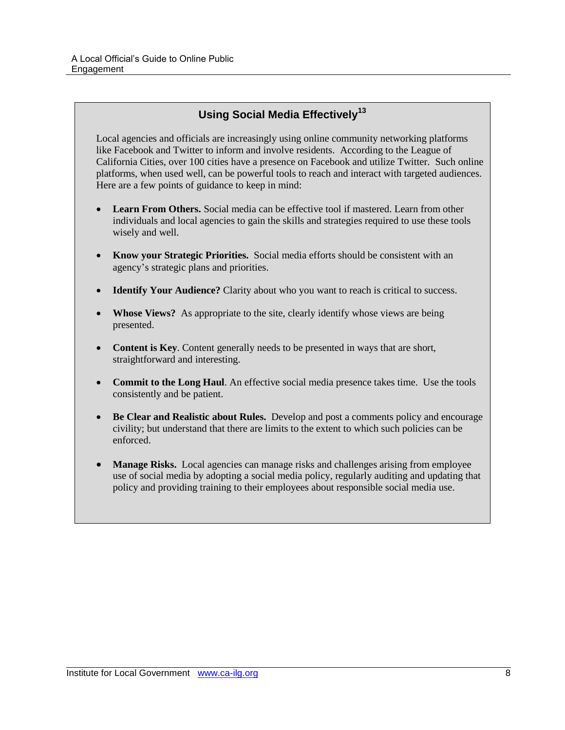## Using Social Media Effectively[13]

Local agencies and officials are increasingly using online community networking platforms like Facebook and Twitter to inform and involve residents. According to the League of California Cities, over 100 cities have a presence on Facebook and utilize Twitter. Such online platforms, when used well, can be powerful tools to reach and interact with targeted audiences. Here are a few points of guidance to keep in mind:

- **Learn From Others.** Social media can be effective tool if mastered. Learn from other individuals and local agencies to gain the skills and strategies required to use these tools wisely and well.
- **Know your Strategic Priorities.** Social media efforts should be consistent with an agency's strategic plans and priorities.
- **Identify Your Audience?** Clarity about who you want to reach is critical to success.
- **Whose Views?** As appropriate to the site, clearly identify whose views are being presented.
- **Content is Key**. Content generally needs to be presented in ways that are short, straightforward and interesting.
- **Commit to the Long Haul**. An effective social media presence takes time. Use the tools consistently and be patient.
- **Be Clear and Realistic about Rules.** Develop and post a comments policy and encourage civility; but understand that there are limits to the extent to which such policies can be enforced.
- **Manage Risks.** Local agencies can manage risks and challenges arising from employee use of social media by adopting a social media policy, regularly auditing and updating that policy and providing training to their employees about responsible social media use.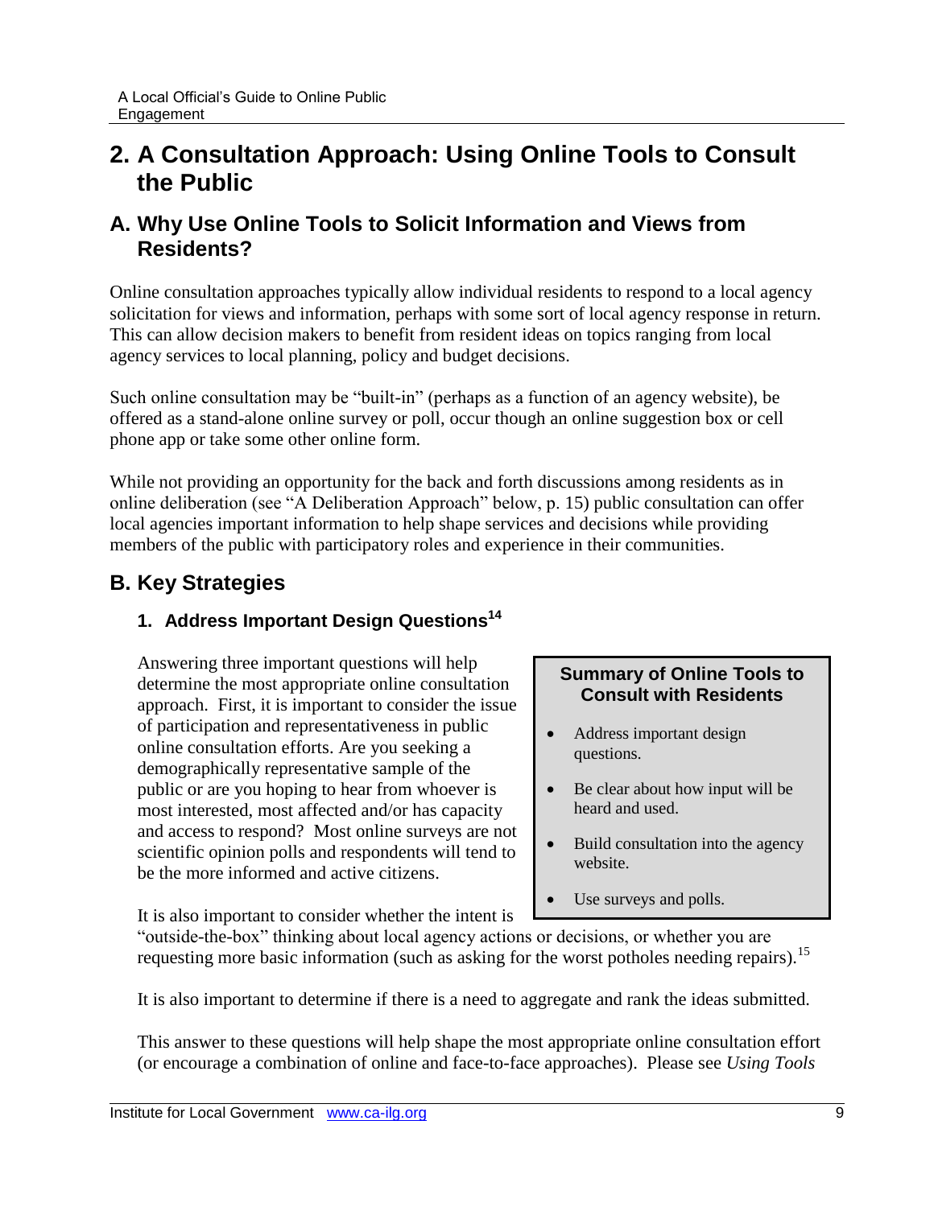# 2. A Consultation Approach: Using Online Tools to Consult the Public

## A. Why Use Online Tools to Solicit Information and Views from Residents?

Online consultation approaches typically allow individual residents to respond to a local agency solicitation for views and information, perhaps with some sort of local agency response in return. This can allow decision makers to benefit from resident ideas on topics ranging from local agency services to local planning, policy and budget decisions.

Such online consultation may be "built-in" (perhaps as a function of an agency website), be offered as a stand-alone online survey or poll, occur though an online suggestion box or cell phone app or take some other online form.

While not providing an opportunity for the back and forth discussions among residents as in online deliberation (see "A Deliberation Approach" below, p. 15) public consultation can offer local agencies important information to help shape services and decisions while providing members of the public with participatory roles and experience in their communities.

## B. Key Strategies

### 1. Address Important Design Questions[14]

> **Summary of Online Tools to Consult with Residents**
>
> - Address important design questions.
> - Be clear about how input will be heard and used.
> - Build consultation into the agency website.
> - Use surveys and polls.

Answering three important questions will help determine the most appropriate online consultation approach. First, it is important to consider the issue of participation and representativeness in public online consultation efforts. Are you seeking a demographically representative sample of the public or are you hoping to hear from whoever is most interested, most affected and/or has capacity and access to respond? Most online surveys are not scientific opinion polls and respondents will tend to be the more informed and active citizens.

It is also important to consider whether the intent is "outside-the-box" thinking about local agency actions or decisions, or whether you are requesting more basic information (such as asking for the worst potholes needing repairs).[15]

It is also important to determine if there is a need to aggregate and rank the ideas submitted.

This answer to these questions will help shape the most appropriate online consultation effort (or encourage a combination of online and face-to-face approaches). Please see *Using Tools*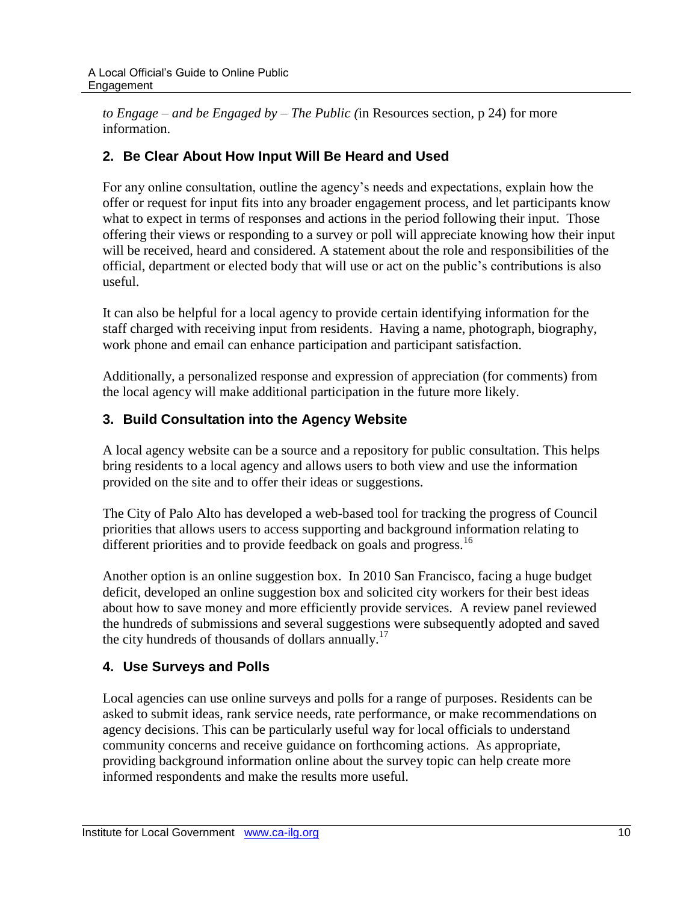*to Engage – and be Engaged by – The Public (*in Resources section, p 24) for more information.

### 2. Be Clear About How Input Will Be Heard and Used

For any online consultation, outline the agency's needs and expectations, explain how the offer or request for input fits into any broader engagement process, and let participants know what to expect in terms of responses and actions in the period following their input. Those offering their views or responding to a survey or poll will appreciate knowing how their input will be received, heard and considered. A statement about the role and responsibilities of the official, department or elected body that will use or act on the public's contributions is also useful.

It can also be helpful for a local agency to provide certain identifying information for the staff charged with receiving input from residents. Having a name, photograph, biography, work phone and email can enhance participation and participant satisfaction.

Additionally, a personalized response and expression of appreciation (for comments) from the local agency will make additional participation in the future more likely.

### 3. Build Consultation into the Agency Website

A local agency website can be a source and a repository for public consultation. This helps bring residents to a local agency and allows users to both view and use the information provided on the site and to offer their ideas or suggestions.

The City of Palo Alto has developed a web-based tool for tracking the progress of Council priorities that allows users to access supporting and background information relating to different priorities and to provide feedback on goals and progress.[16]

Another option is an online suggestion box. In 2010 San Francisco, facing a huge budget deficit, developed an online suggestion box and solicited city workers for their best ideas about how to save money and more efficiently provide services. A review panel reviewed the hundreds of submissions and several suggestions were subsequently adopted and saved the city hundreds of thousands of dollars annually.[17]

### 4. Use Surveys and Polls

Local agencies can use online surveys and polls for a range of purposes. Residents can be asked to submit ideas, rank service needs, rate performance, or make recommendations on agency decisions. This can be particularly useful way for local officials to understand community concerns and receive guidance on forthcoming actions. As appropriate, providing background information online about the survey topic can help create more informed respondents and make the results more useful.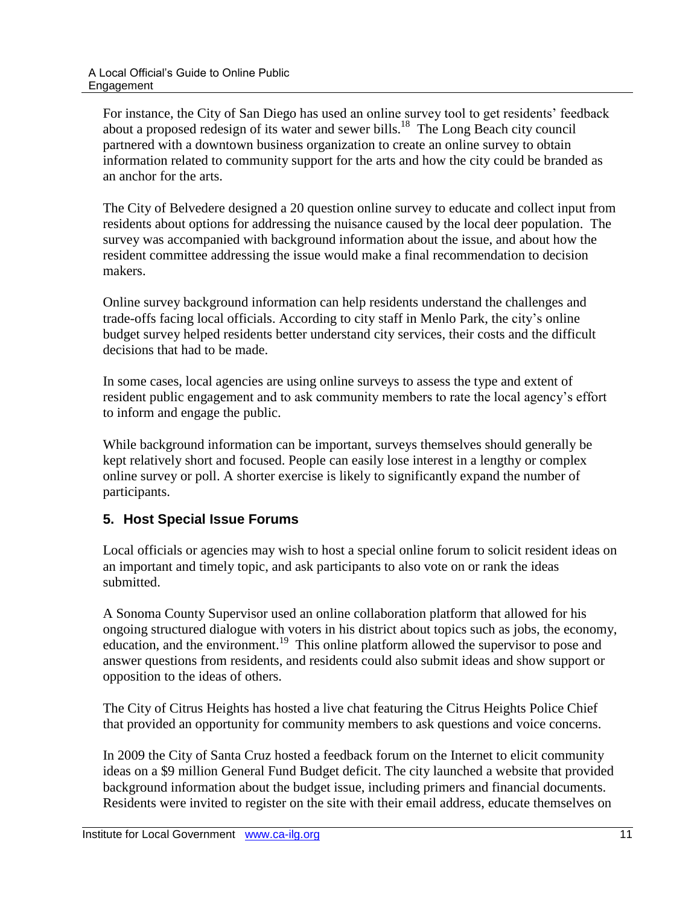For instance, the City of San Diego has used an online survey tool to get residents' feedback about a proposed redesign of its water and sewer bills.[18] The Long Beach city council partnered with a downtown business organization to create an online survey to obtain information related to community support for the arts and how the city could be branded as an anchor for the arts.

The City of Belvedere designed a 20 question online survey to educate and collect input from residents about options for addressing the nuisance caused by the local deer population. The survey was accompanied with background information about the issue, and about how the resident committee addressing the issue would make a final recommendation to decision makers.

Online survey background information can help residents understand the challenges and trade-offs facing local officials. According to city staff in Menlo Park, the city's online budget survey helped residents better understand city services, their costs and the difficult decisions that had to be made.

In some cases, local agencies are using online surveys to assess the type and extent of resident public engagement and to ask community members to rate the local agency's effort to inform and engage the public.

While background information can be important, surveys themselves should generally be kept relatively short and focused. People can easily lose interest in a lengthy or complex online survey or poll. A shorter exercise is likely to significantly expand the number of participants.

### 5. Host Special Issue Forums

Local officials or agencies may wish to host a special online forum to solicit resident ideas on an important and timely topic, and ask participants to also vote on or rank the ideas submitted.

A Sonoma County Supervisor used an online collaboration platform that allowed for his ongoing structured dialogue with voters in his district about topics such as jobs, the economy, education, and the environment.[19] This online platform allowed the supervisor to pose and answer questions from residents, and residents could also submit ideas and show support or opposition to the ideas of others.

The City of Citrus Heights has hosted a live chat featuring the Citrus Heights Police Chief that provided an opportunity for community members to ask questions and voice concerns.

In 2009 the City of Santa Cruz hosted a feedback forum on the Internet to elicit community ideas on a $9 million General Fund Budget deficit. The city launched a website that provided background information about the budget issue, including primers and financial documents. Residents were invited to register on the site with their email address, educate themselves on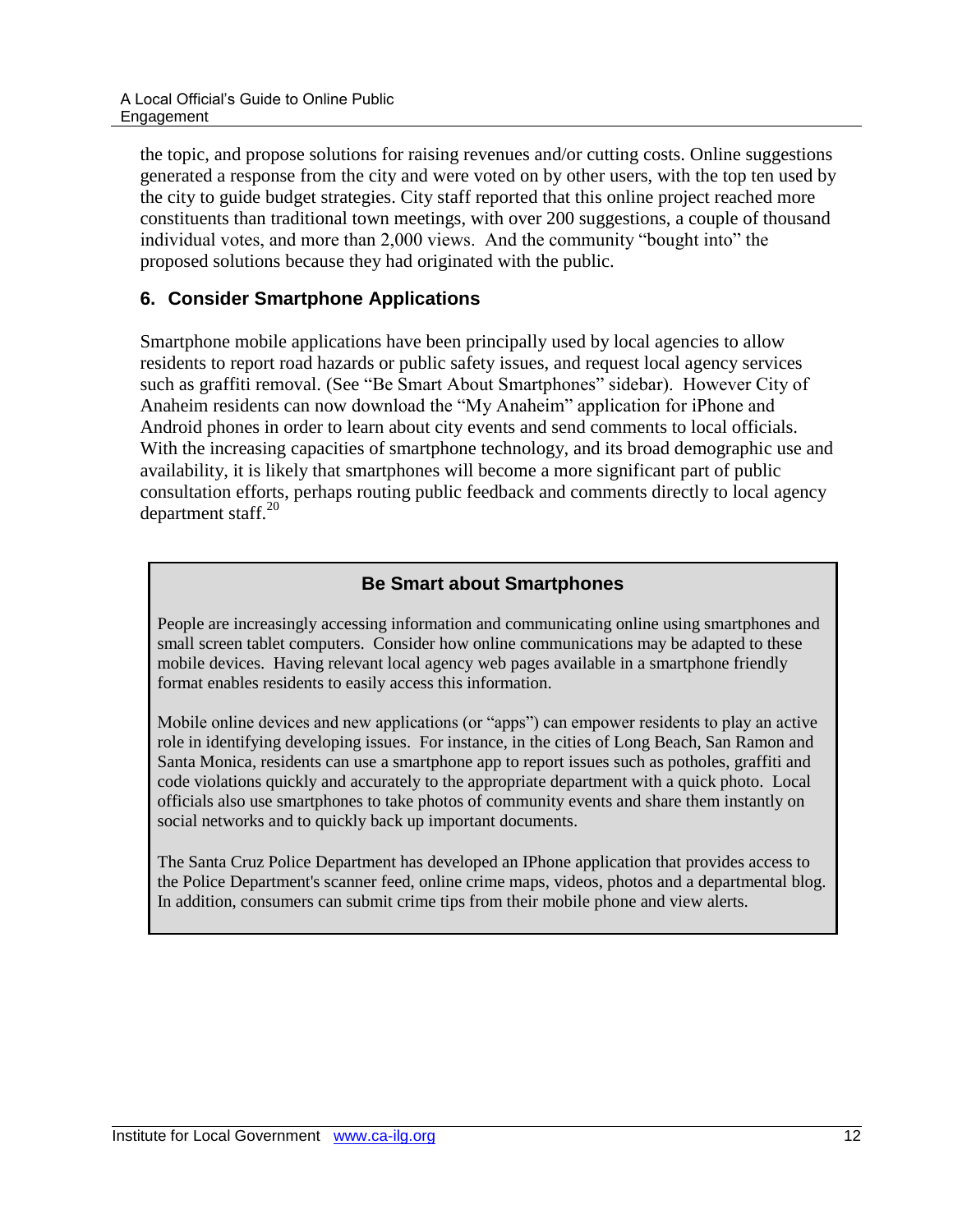the topic, and propose solutions for raising revenues and/or cutting costs. Online suggestions generated a response from the city and were voted on by other users, with the top ten used by the city to guide budget strategies. City staff reported that this online project reached more constituents than traditional town meetings, with over 200 suggestions, a couple of thousand individual votes, and more than 2,000 views. And the community "bought into" the proposed solutions because they had originated with the public.

### 6. Consider Smartphone Applications

Smartphone mobile applications have been principally used by local agencies to allow residents to report road hazards or public safety issues, and request local agency services such as graffiti removal. (See "Be Smart About Smartphones" sidebar). However City of Anaheim residents can now download the "My Anaheim" application for iPhone and Android phones in order to learn about city events and send comments to local officials. With the increasing capacities of smartphone technology, and its broad demographic use and availability, it is likely that smartphones will become a more significant part of public consultation efforts, perhaps routing public feedback and comments directly to local agency department staff.[20]

#### Be Smart about Smartphones

People are increasingly accessing information and communicating online using smartphones and small screen tablet computers. Consider how online communications may be adapted to these mobile devices. Having relevant local agency web pages available in a smartphone friendly format enables residents to easily access this information.

Mobile online devices and new applications (or "apps") can empower residents to play an active role in identifying developing issues. For instance, in the cities of Long Beach, San Ramon and Santa Monica, residents can use a smartphone app to report issues such as potholes, graffiti and code violations quickly and accurately to the appropriate department with a quick photo. Local officials also use smartphones to take photos of community events and share them instantly on social networks and to quickly back up important documents.

The Santa Cruz Police Department has developed an IPhone application that provides access to the Police Department's scanner feed, online crime maps, videos, photos and a departmental blog. In addition, consumers can submit crime tips from their mobile phone and view alerts.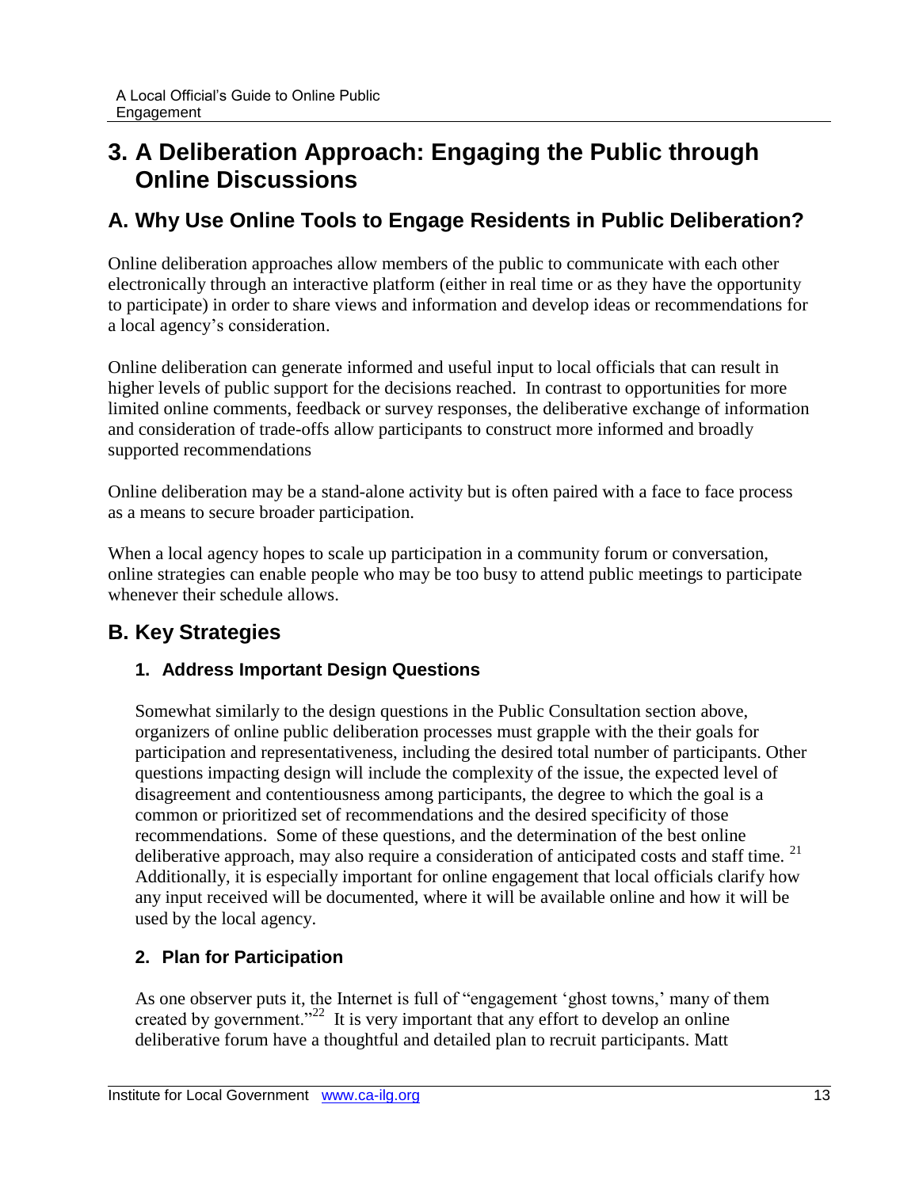# 3. A Deliberation Approach: Engaging the Public through Online Discussions

## A. Why Use Online Tools to Engage Residents in Public Deliberation?

Online deliberation approaches allow members of the public to communicate with each other electronically through an interactive platform (either in real time or as they have the opportunity to participate) in order to share views and information and develop ideas or recommendations for a local agency's consideration.

Online deliberation can generate informed and useful input to local officials that can result in higher levels of public support for the decisions reached. In contrast to opportunities for more limited online comments, feedback or survey responses, the deliberative exchange of information and consideration of trade-offs allow participants to construct more informed and broadly supported recommendations

Online deliberation may be a stand-alone activity but is often paired with a face to face process as a means to secure broader participation.

When a local agency hopes to scale up participation in a community forum or conversation, online strategies can enable people who may be too busy to attend public meetings to participate whenever their schedule allows.

## B. Key Strategies

### 1. Address Important Design Questions

Somewhat similarly to the design questions in the Public Consultation section above, organizers of online public deliberation processes must grapple with the their goals for participation and representativeness, including the desired total number of participants. Other questions impacting design will include the complexity of the issue, the expected level of disagreement and contentiousness among participants, the degree to which the goal is a common or prioritized set of recommendations and the desired specificity of those recommendations. Some of these questions, and the determination of the best online deliberative approach, may also require a consideration of anticipated costs and staff time. [21] Additionally, it is especially important for online engagement that local officials clarify how any input received will be documented, where it will be available online and how it will be used by the local agency.

### 2. Plan for Participation

As one observer puts it, the Internet is full of "engagement 'ghost towns,' many of them created by government."[22] It is very important that any effort to develop an online deliberative forum have a thoughtful and detailed plan to recruit participants. Matt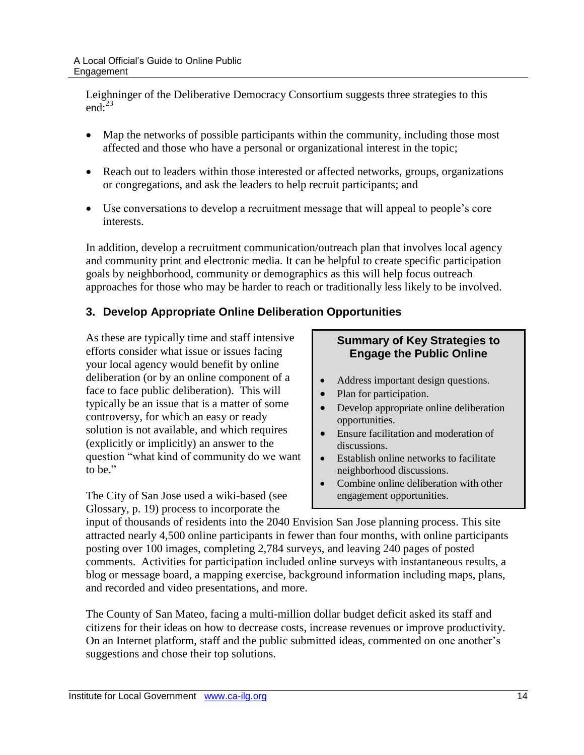Leighninger of the Deliberative Democracy Consortium suggests three strategies to this end:[23]

- Map the networks of possible participants within the community, including those most affected and those who have a personal or organizational interest in the topic;
- Reach out to leaders within those interested or affected networks, groups, organizations or congregations, and ask the leaders to help recruit participants; and
- Use conversations to develop a recruitment message that will appeal to people's core interests.

In addition, develop a recruitment communication/outreach plan that involves local agency and community print and electronic media. It can be helpful to create specific participation goals by neighborhood, community or demographics as this will help focus outreach approaches for those who may be harder to reach or traditionally less likely to be involved.

### 3. Develop Appropriate Online Deliberation Opportunities

As these are typically time and staff intensive efforts consider what issue or issues facing your local agency would benefit by online deliberation (or by an online component of a face to face public deliberation). This will typically be an issue that is a matter of some controversy, for which an easy or ready solution is not available, and which requires (explicitly or implicitly) an answer to the question "what kind of community do we want to be."

> **Summary of Key Strategies to Engage the Public Online**
>
> - Address important design questions.
> - Plan for participation.
> - Develop appropriate online deliberation opportunities.
> - Ensure facilitation and moderation of discussions.
> - Establish online networks to facilitate neighborhood discussions.
> - Combine online deliberation with other engagement opportunities.

The City of San Jose used a wiki-based (see Glossary, p. 19) process to incorporate the input of thousands of residents into the 2040 Envision San Jose planning process. This site attracted nearly 4,500 online participants in fewer than four months, with online participants posting over 100 images, completing 2,784 surveys, and leaving 240 pages of posted comments. Activities for participation included online surveys with instantaneous results, a blog or message board, a mapping exercise, background information including maps, plans, and recorded and video presentations, and more.

The County of San Mateo, facing a multi-million dollar budget deficit asked its staff and citizens for their ideas on how to decrease costs, increase revenues or improve productivity. On an Internet platform, staff and the public submitted ideas, commented on one another's suggestions and chose their top solutions.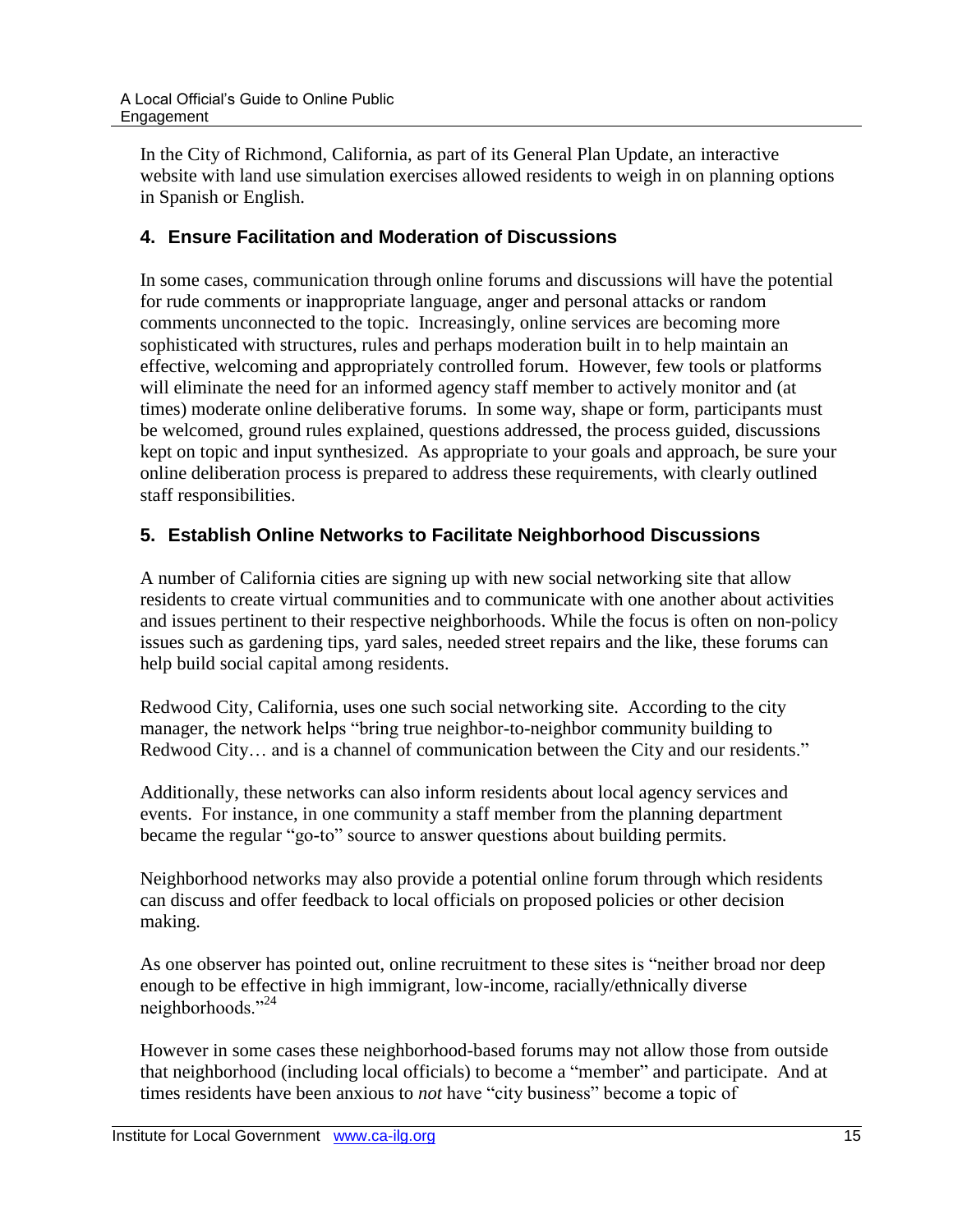In the City of Richmond, California, as part of its General Plan Update, an interactive website with land use simulation exercises allowed residents to weigh in on planning options in Spanish or English.

### 4. Ensure Facilitation and Moderation of Discussions

In some cases, communication through online forums and discussions will have the potential for rude comments or inappropriate language, anger and personal attacks or random comments unconnected to the topic. Increasingly, online services are becoming more sophisticated with structures, rules and perhaps moderation built in to help maintain an effective, welcoming and appropriately controlled forum. However, few tools or platforms will eliminate the need for an informed agency staff member to actively monitor and (at times) moderate online deliberative forums. In some way, shape or form, participants must be welcomed, ground rules explained, questions addressed, the process guided, discussions kept on topic and input synthesized. As appropriate to your goals and approach, be sure your online deliberation process is prepared to address these requirements, with clearly outlined staff responsibilities.

### 5. Establish Online Networks to Facilitate Neighborhood Discussions

A number of California cities are signing up with new social networking site that allow residents to create virtual communities and to communicate with one another about activities and issues pertinent to their respective neighborhoods. While the focus is often on non-policy issues such as gardening tips, yard sales, needed street repairs and the like, these forums can help build social capital among residents.

Redwood City, California, uses one such social networking site. According to the city manager, the network helps "bring true neighbor-to-neighbor community building to Redwood City… and is a channel of communication between the City and our residents."

Additionally, these networks can also inform residents about local agency services and events. For instance, in one community a staff member from the planning department became the regular "go-to" source to answer questions about building permits.

Neighborhood networks may also provide a potential online forum through which residents can discuss and offer feedback to local officials on proposed policies or other decision making.

As one observer has pointed out, online recruitment to these sites is "neither broad nor deep enough to be effective in high immigrant, low-income, racially/ethnically diverse neighborhoods."[24]

However in some cases these neighborhood-based forums may not allow those from outside that neighborhood (including local officials) to become a "member" and participate. And at times residents have been anxious to *not* have "city business" become a topic of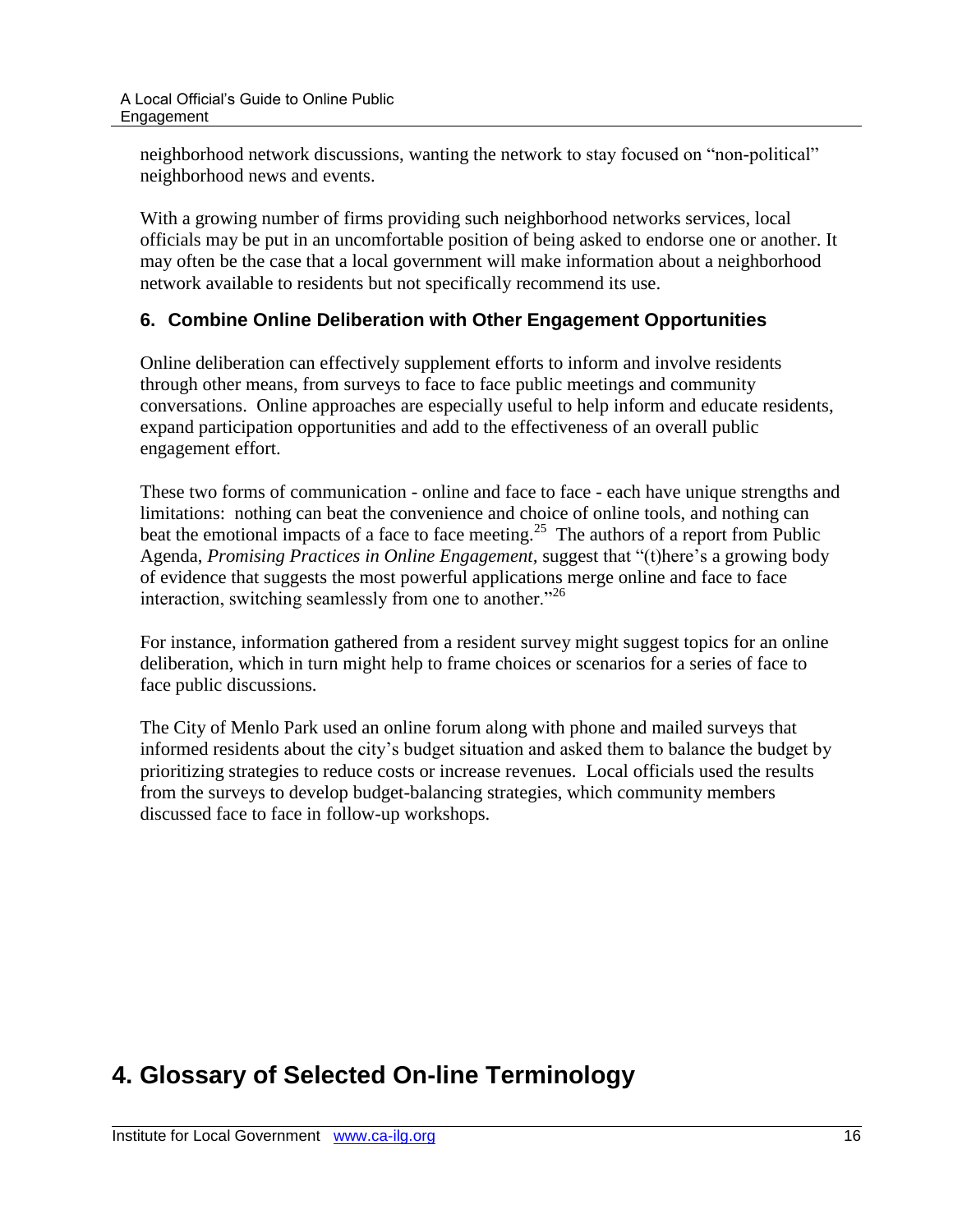neighborhood network discussions, wanting the network to stay focused on "non-political" neighborhood news and events.

With a growing number of firms providing such neighborhood networks services, local officials may be put in an uncomfortable position of being asked to endorse one or another. It may often be the case that a local government will make information about a neighborhood network available to residents but not specifically recommend its use.

### 6. Combine Online Deliberation with Other Engagement Opportunities

Online deliberation can effectively supplement efforts to inform and involve residents through other means, from surveys to face to face public meetings and community conversations. Online approaches are especially useful to help inform and educate residents, expand participation opportunities and add to the effectiveness of an overall public engagement effort.

These two forms of communication - online and face to face - each have unique strengths and limitations: nothing can beat the convenience and choice of online tools, and nothing can beat the emotional impacts of a face to face meeting.[25] The authors of a report from Public Agenda, *Promising Practices in Online Engagement*, suggest that "(t)here's a growing body of evidence that suggests the most powerful applications merge online and face to face interaction, switching seamlessly from one to another."[26]

For instance, information gathered from a resident survey might suggest topics for an online deliberation, which in turn might help to frame choices or scenarios for a series of face to face public discussions.

The City of Menlo Park used an online forum along with phone and mailed surveys that informed residents about the city's budget situation and asked them to balance the budget by prioritizing strategies to reduce costs or increase revenues. Local officials used the results from the surveys to develop budget-balancing strategies, which community members discussed face to face in follow-up workshops.

# 4. Glossary of Selected On-line Terminology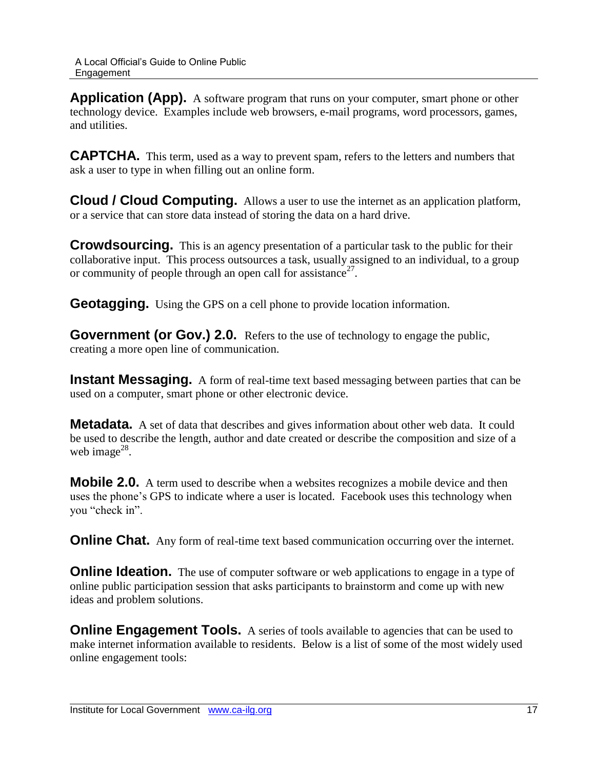**Application (App).** A software program that runs on your computer, smart phone or other technology device. Examples include web browsers, e-mail programs, word processors, games, and utilities.

**CAPTCHA.** This term, used as a way to prevent spam, refers to the letters and numbers that ask a user to type in when filling out an online form.

**Cloud / Cloud Computing.** Allows a user to use the internet as an application platform, or a service that can store data instead of storing the data on a hard drive.

**Crowdsourcing.** This is an agency presentation of a particular task to the public for their collaborative input. This process outsources a task, usually assigned to an individual, to a group or community of people through an open call for assistance[27].

**Geotagging.** Using the GPS on a cell phone to provide location information.

**Government (or Gov.) 2.0.** Refers to the use of technology to engage the public, creating a more open line of communication.

**Instant Messaging.** A form of real-time text based messaging between parties that can be used on a computer, smart phone or other electronic device.

**Metadata.** A set of data that describes and gives information about other web data. It could be used to describe the length, author and date created or describe the composition and size of a web image[28].

**Mobile 2.0.** A term used to describe when a websites recognizes a mobile device and then uses the phone's GPS to indicate where a user is located. Facebook uses this technology when you "check in".

**Online Chat.** Any form of real-time text based communication occurring over the internet.

**Online Ideation.** The use of computer software or web applications to engage in a type of online public participation session that asks participants to brainstorm and come up with new ideas and problem solutions.

**Online Engagement Tools.** A series of tools available to agencies that can be used to make internet information available to residents. Below is a list of some of the most widely used online engagement tools: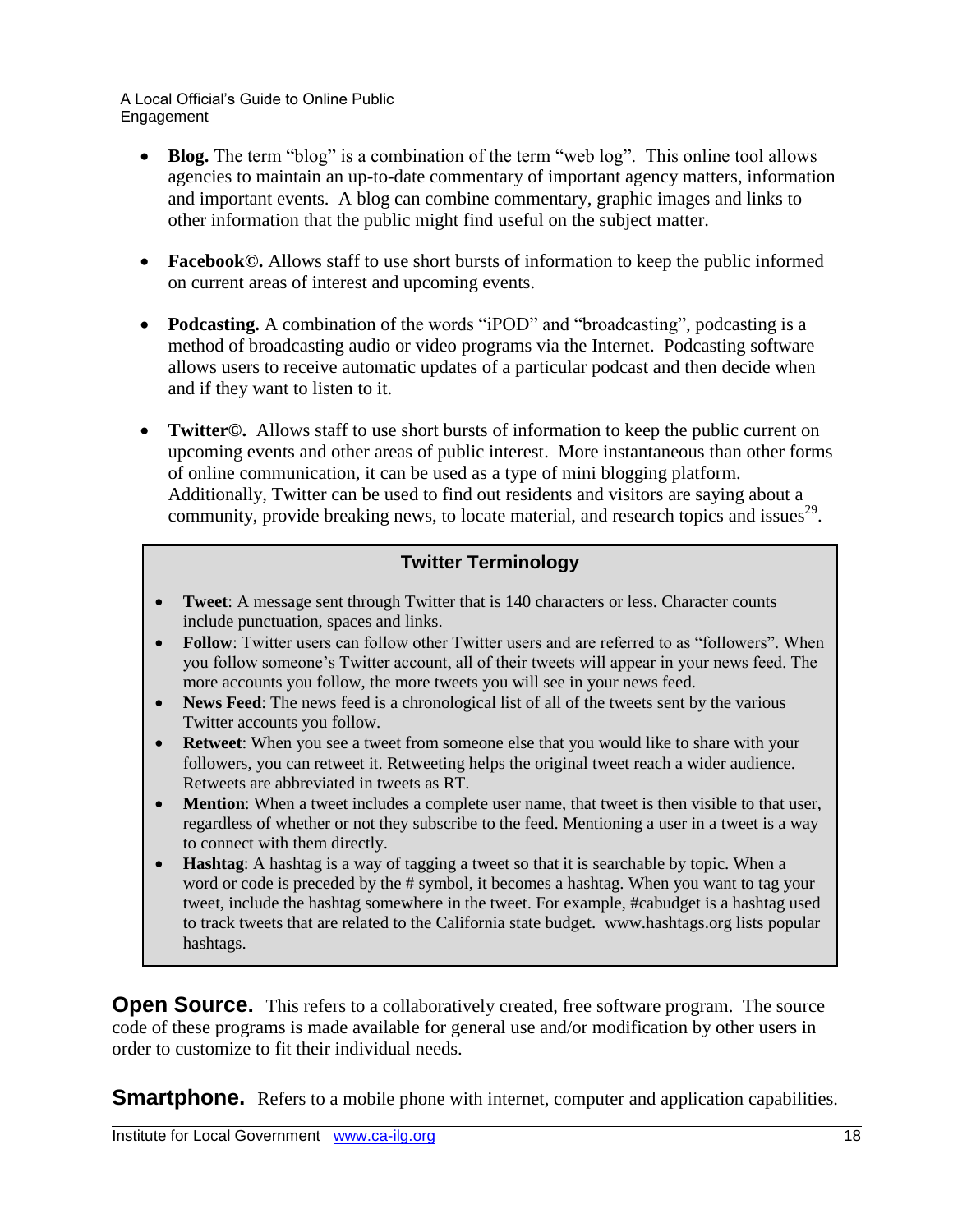- **Blog.** The term “blog” is a combination of the term “web log”. This online tool allows agencies to maintain an up-to-date commentary of important agency matters, information and important events. A blog can combine commentary, graphic images and links to other information that the public might find useful on the subject matter.

- **Facebook©.** Allows staff to use short bursts of information to keep the public informed on current areas of interest and upcoming events.

- **Podcasting.** A combination of the words “iPOD” and “broadcasting”, podcasting is a method of broadcasting audio or video programs via the Internet. Podcasting software allows users to receive automatic updates of a particular podcast and then decide when and if they want to listen to it.

- **Twitter©.** Allows staff to use short bursts of information to keep the public current on upcoming events and other areas of public interest. More instantaneous than other forms of online communication, it can be used as a type of mini blogging platform. Additionally, Twitter can be used to find out residents and visitors are saying about a community, provide breaking news, to locate material, and research topics and issues[29].

### Twitter Terminology

- **Tweet**: A message sent through Twitter that is 140 characters or less. Character counts include punctuation, spaces and links.
- **Follow**: Twitter users can follow other Twitter users and are referred to as “followers”. When you follow someone’s Twitter account, all of their tweets will appear in your news feed. The more accounts you follow, the more tweets you will see in your news feed.
- **News Feed**: The news feed is a chronological list of all of the tweets sent by the various Twitter accounts you follow.
- **Retweet**: When you see a tweet from someone else that you would like to share with your followers, you can retweet it. Retweeting helps the original tweet reach a wider audience. Retweets are abbreviated in tweets as RT.
- **Mention**: When a tweet includes a complete user name, that tweet is then visible to that user, regardless of whether or not they subscribe to the feed. Mentioning a user in a tweet is a way to connect with them directly.
- **Hashtag**: A hashtag is a way of tagging a tweet so that it is searchable by topic. When a word or code is preceded by the # symbol, it becomes a hashtag. When you want to tag your tweet, include the hashtag somewhere in the tweet. For example, #cabudget is a hashtag used to track tweets that are related to the California state budget. www.hashtags.org lists popular hashtags.

**Open Source.** This refers to a collaboratively created, free software program. The source code of these programs is made available for general use and/or modification by other users in order to customize to fit their individual needs.

**Smartphone.** Refers to a mobile phone with internet, computer and application capabilities.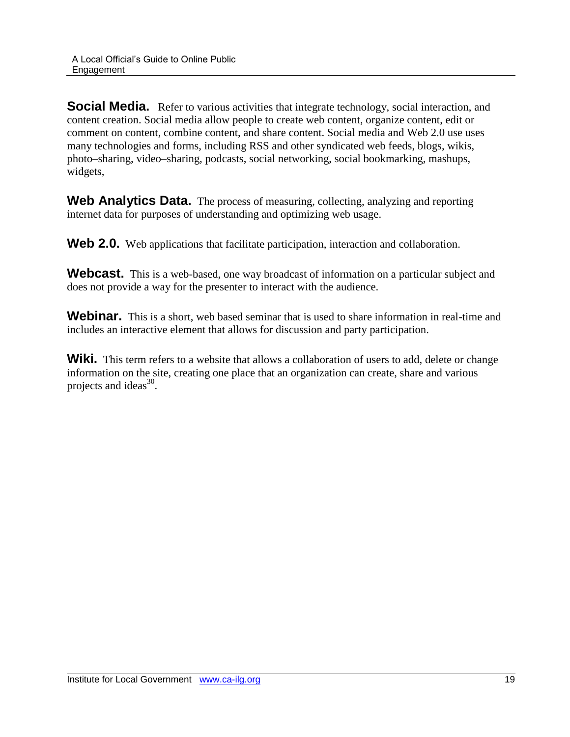**Social Media.** Refer to various activities that integrate technology, social interaction, and content creation. Social media allow people to create web content, organize content, edit or comment on content, combine content, and share content. Social media and Web 2.0 use uses many technologies and forms, including RSS and other syndicated web feeds, blogs, wikis, photo–sharing, video–sharing, podcasts, social networking, social bookmarking, mashups, widgets,

**Web Analytics Data.** The process of measuring, collecting, analyzing and reporting internet data for purposes of understanding and optimizing web usage.

**Web 2.0.** Web applications that facilitate participation, interaction and collaboration.

**Webcast.** This is a web-based, one way broadcast of information on a particular subject and does not provide a way for the presenter to interact with the audience.

**Webinar.** This is a short, web based seminar that is used to share information in real-time and includes an interactive element that allows for discussion and party participation.

**Wiki.** This term refers to a website that allows a collaboration of users to add, delete or change information on the site, creating one place that an organization can create, share and various projects and ideas[30].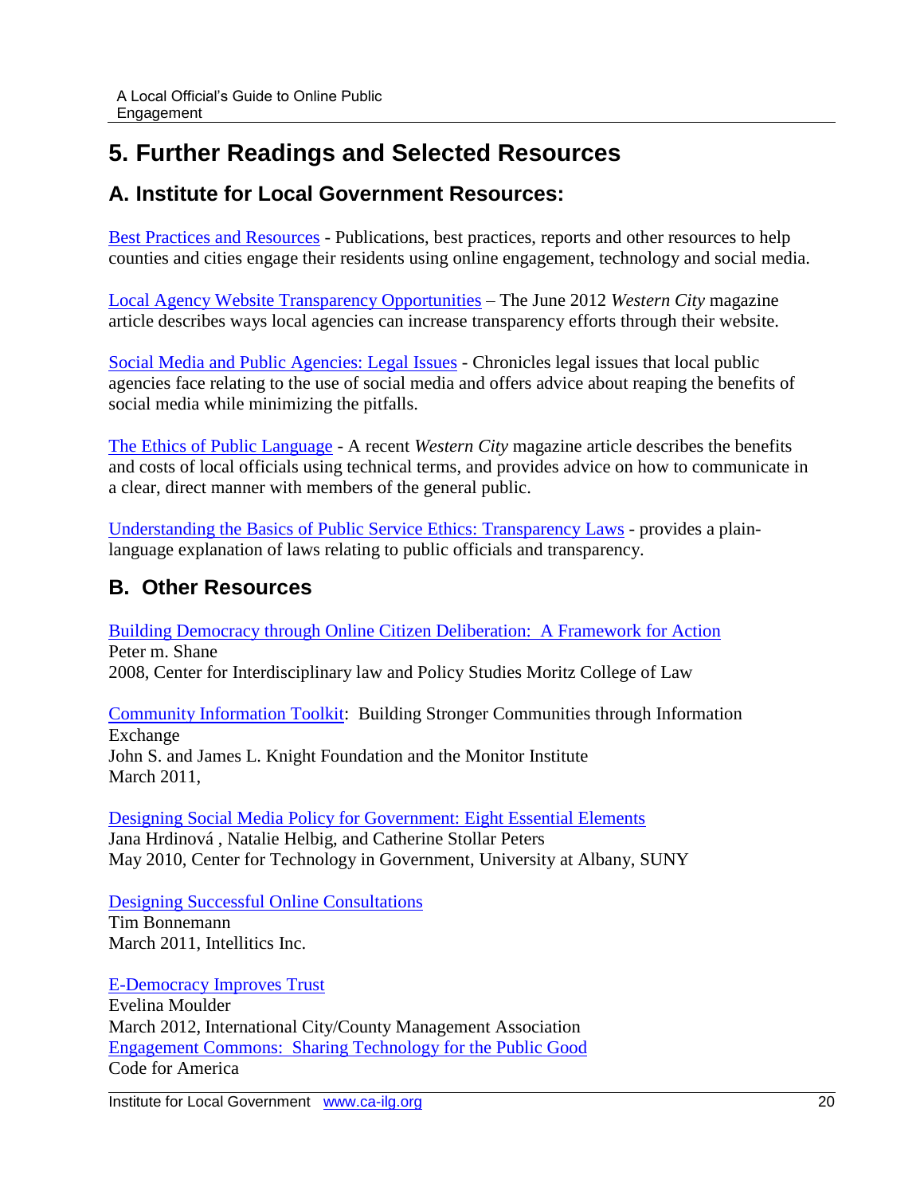# 5. Further Readings and Selected Resources

## A. Institute for Local Government Resources:

Best Practices and Resources - Publications, best practices, reports and other resources to help counties and cities engage their residents using online engagement, technology and social media.

Local Agency Website Transparency Opportunities – The June 2012 *Western City* magazine article describes ways local agencies can increase transparency efforts through their website.

Social Media and Public Agencies: Legal Issues - Chronicles legal issues that local public agencies face relating to the use of social media and offers advice about reaping the benefits of social media while minimizing the pitfalls.

The Ethics of Public Language - A recent *Western City* magazine article describes the benefits and costs of local officials using technical terms, and provides advice on how to communicate in a clear, direct manner with members of the general public.

Understanding the Basics of Public Service Ethics: Transparency Laws - provides a plain-language explanation of laws relating to public officials and transparency.

## B. Other Resources

Building Democracy through Online Citizen Deliberation: A Framework for Action
Peter m. Shane
2008, Center for Interdisciplinary law and Policy Studies Moritz College of Law

Community Information Toolkit: Building Stronger Communities through Information Exchange
John S. and James L. Knight Foundation and the Monitor Institute
March 2011,

Designing Social Media Policy for Government: Eight Essential Elements
Jana Hrdinová , Natalie Helbig, and Catherine Stollar Peters
May 2010, Center for Technology in Government, University at Albany, SUNY

Designing Successful Online Consultations
Tim Bonnemann
March 2011, Intellitics Inc.

E-Democracy Improves Trust
Evelina Moulder
March 2012, International City/County Management Association
Engagement Commons: Sharing Technology for the Public Good
Code for America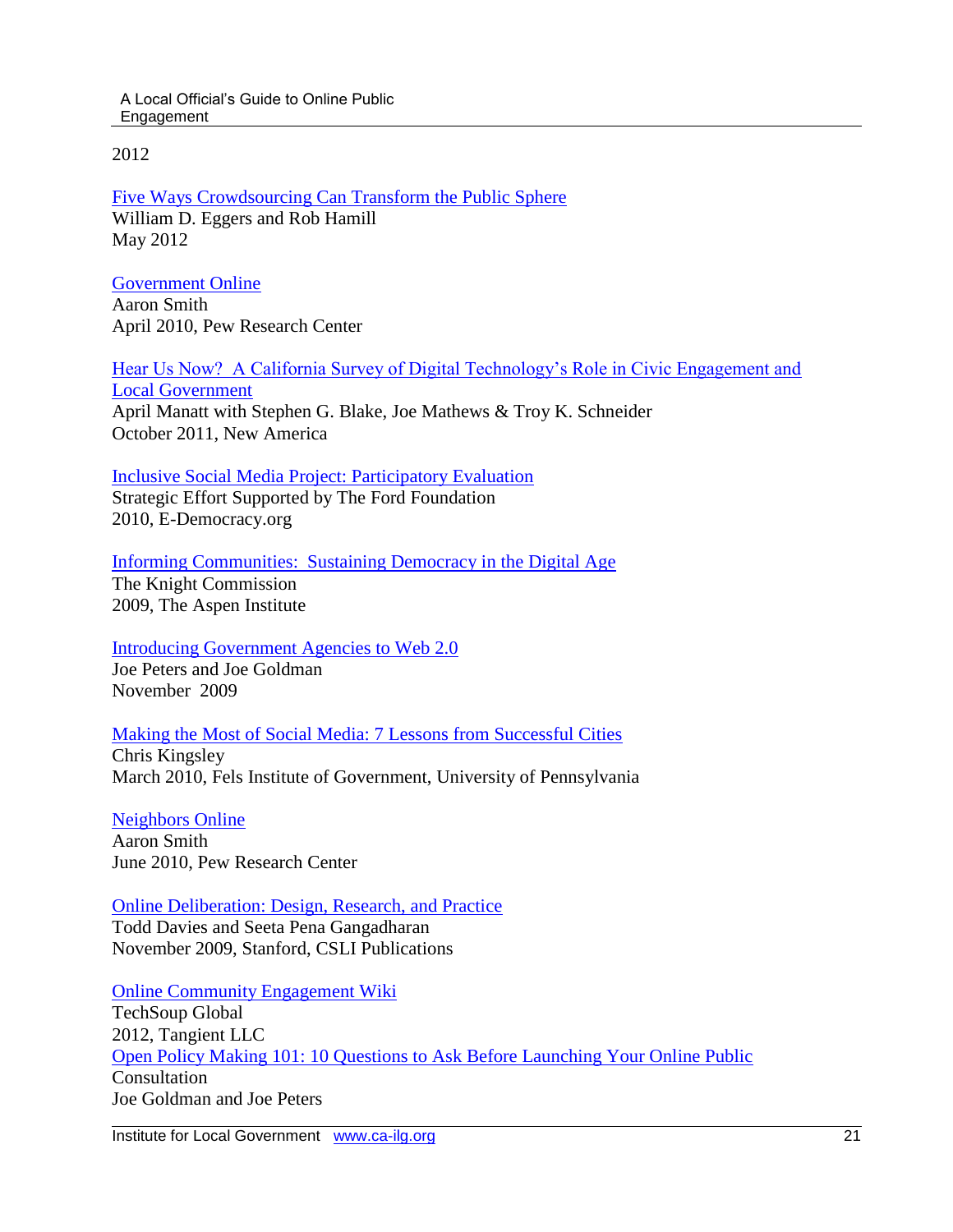2012

[Five Ways Crowdsourcing Can Transform the Public Sphere]
William D. Eggers and Rob Hamill
May 2012

[Government Online]
Aaron Smith
April 2010, Pew Research Center

[Hear Us Now? A California Survey of Digital Technology's Role in Civic Engagement and Local Government]
April Manatt with Stephen G. Blake, Joe Mathews & Troy K. Schneider
October 2011, New America

[Inclusive Social Media Project: Participatory Evaluation]
Strategic Effort Supported by The Ford Foundation
2010, E-Democracy.org

[Informing Communities: Sustaining Democracy in the Digital Age]
The Knight Commission
2009, The Aspen Institute

[Introducing Government Agencies to Web 2.0]
Joe Peters and Joe Goldman
November 2009

[Making the Most of Social Media: 7 Lessons from Successful Cities]
Chris Kingsley
March 2010, Fels Institute of Government, University of Pennsylvania

[Neighbors Online]
Aaron Smith
June 2010, Pew Research Center

[Online Deliberation: Design, Research, and Practice]
Todd Davies and Seeta Pena Gangadharan
November 2009, Stanford, CSLI Publications

[Online Community Engagement Wiki]
TechSoup Global
2012, Tangient LLC

[Open Policy Making 101: 10 Questions to Ask Before Launching Your Online Public Consultation]
Joe Goldman and Joe Peters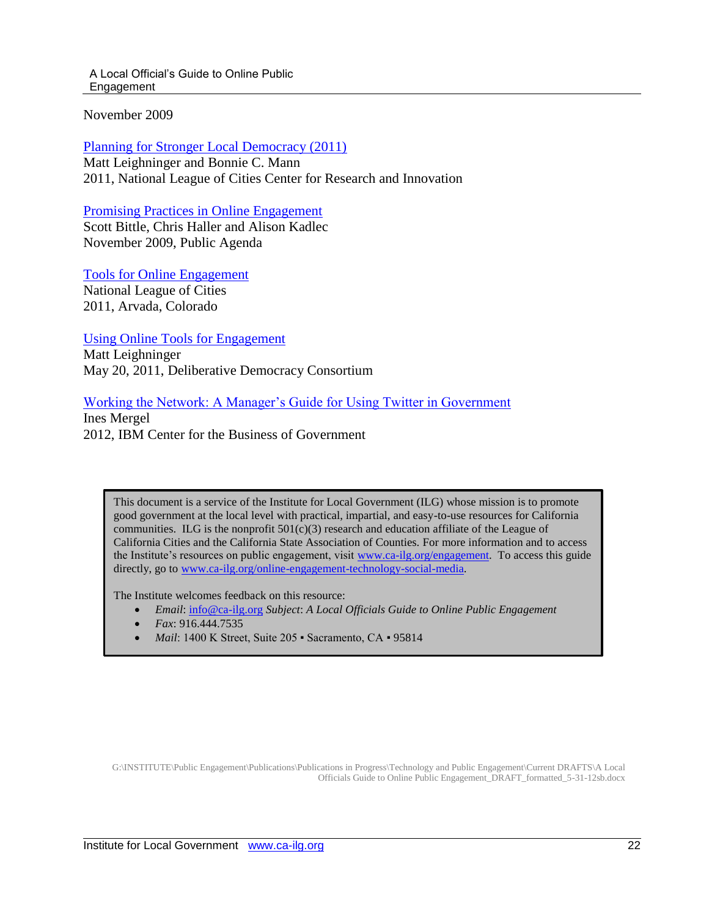November 2009

[Planning for Stronger Local Democracy (2011)]
Matt Leighninger and Bonnie C. Mann
2011, National League of Cities Center for Research and Innovation

[Promising Practices in Online Engagement]
Scott Bittle, Chris Haller and Alison Kadlec
November 2009, Public Agenda

[Tools for Online Engagement]
National League of Cities
2011, Arvada, Colorado

[Using Online Tools for Engagement]
Matt Leighninger
May 20, 2011, Deliberative Democracy Consortium

[Working the Network: A Manager's Guide for Using Twitter in Government]
Ines Mergel
2012, IBM Center for the Business of Government

> This document is a service of the Institute for Local Government (ILG) whose mission is to promote good government at the local level with practical, impartial, and easy-to-use resources for California communities. ILG is the nonprofit 501(c)(3) research and education affiliate of the League of California Cities and the California State Association of Counties. For more information and to access the Institute's resources on public engagement, visit www.ca-ilg.org/engagement. To access this guide directly, go to www.ca-ilg.org/online-engagement-technology-social-media.
>
> The Institute welcomes feedback on this resource:
>
> - *Email*: info@ca-ilg.org *Subject*: *A Local Officials Guide to Online Public Engagement*
> - *Fax*: 916.444.7535
> - *Mail*: 1400 K Street, Suite 205 ▪ Sacramento, CA ▪ 95814

G:\INSTITUTE\Public Engagement\Publications\Publications in Progress\Technology and Public Engagement\Current DRAFTS\A Local Officials Guide to Online Public Engagement_DRAFT_formatted_5-31-12sb.docx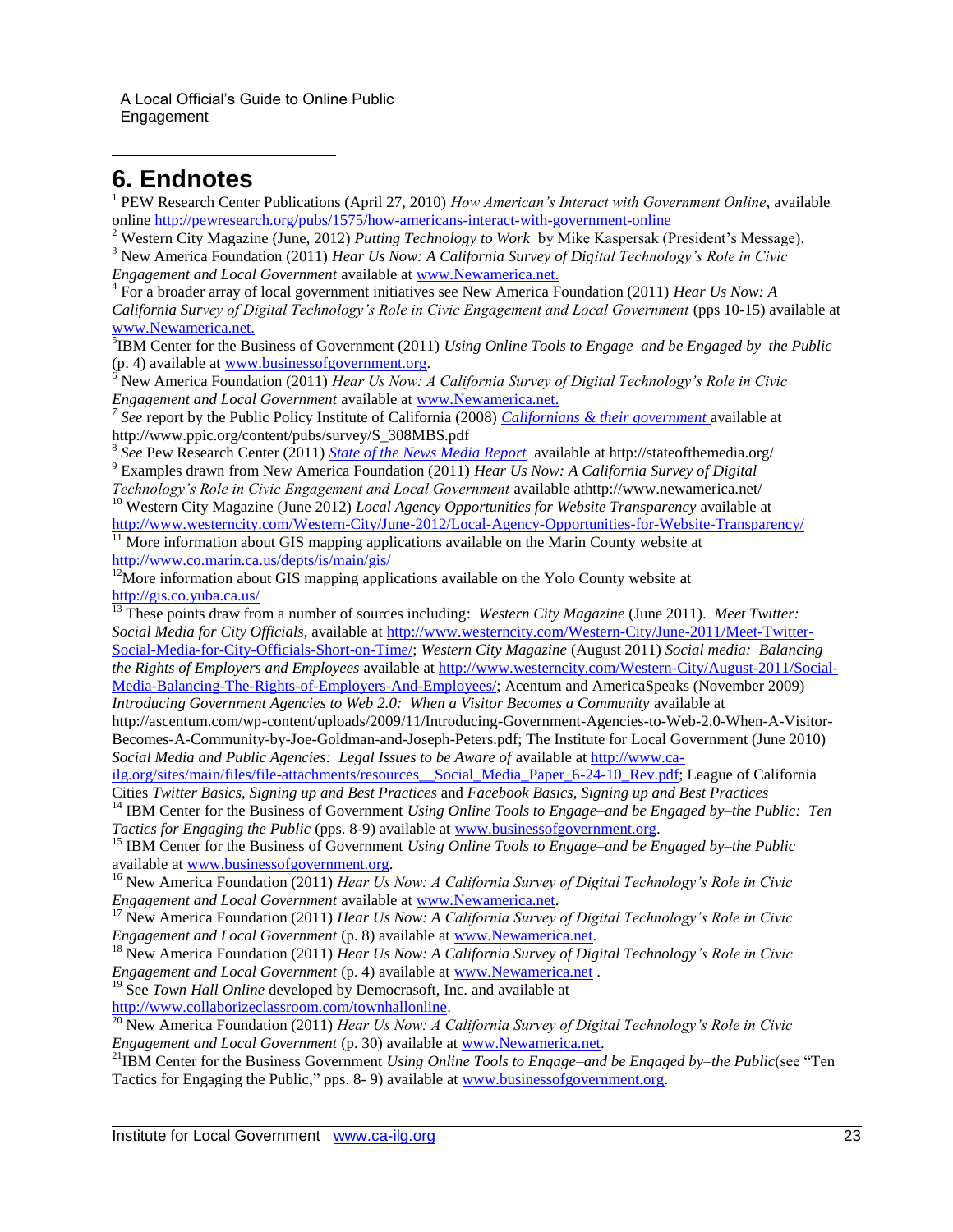## 6. Endnotes

[1] PEW Research Center Publications (April 27, 2010) *How American's Interact with Government Online*, available online http://pewresearch.org/pubs/1575/how-americans-interact-with-government-online

[2] Western City Magazine (June, 2012) *Putting Technology to Work* by Mike Kaspersak (President's Message).

[3] New America Foundation (2011) *Hear Us Now: A California Survey of Digital Technology's Role in Civic Engagement and Local Government* available at www.Newamerica.net.

[4] For a broader array of local government initiatives see New America Foundation (2011) *Hear Us Now: A California Survey of Digital Technology's Role in Civic Engagement and Local Government* (pps 10-15) available at www.Newamerica.net.

[5] IBM Center for the Business of Government (2011) *Using Online Tools to Engage–and be Engaged by–the Public* (p. 4) available at www.businessofgovernment.org.

[6] New America Foundation (2011) *Hear Us Now: A California Survey of Digital Technology's Role in Civic Engagement and Local Government* available at www.Newamerica.net.

[7] *See* report by the Public Policy Institute of California (2008) *Californians & their government* available at http://www.ppic.org/content/pubs/survey/S_308MBS.pdf

[8] *See* Pew Research Center (2011) *State of the News Media Report* available at http://stateofthemedia.org/

[9] Examples drawn from New America Foundation (2011) *Hear Us Now: A California Survey of Digital Technology's Role in Civic Engagement and Local Government* available athttp://www.newamerica.net/

[10] Western City Magazine (June 2012) *Local Agency Opportunities for Website Transparency* available at http://www.westerncity.com/Western-City/June-2012/Local-Agency-Opportunities-for-Website-Transparency/

[11] More information about GIS mapping applications available on the Marin County website at http://www.co.marin.ca.us/depts/is/main/gis/

[12] More information about GIS mapping applications available on the Yolo County website at http://gis.co.yuba.ca.us/

[13] These points draw from a number of sources including: *Western City Magazine* (June 2011). *Meet Twitter: Social Media for City Officials*, available at http://www.westerncity.com/Western-City/June-2011/Meet-Twitter-Social-Media-for-City-Officials-Short-on-Time/; *Western City Magazine* (August 2011) *Social media: Balancing the Rights of Employers and Employees* available at http://www.westerncity.com/Western-City/August-2011/Social-Media-Balancing-The-Rights-of-Employers-And-Employees/; Acentum and AmericaSpeaks (November 2009) *Introducing Government Agencies to Web 2.0: When a Visitor Becomes a Community* available at http://ascentum.com/wp-content/uploads/2009/11/Introducing-Government-Agencies-to-Web-2.0-When-A-Visitor-Becomes-A-Community-by-Joe-Goldman-and-Joseph-Peters.pdf; The Institute for Local Government (June 2010) *Social Media and Public Agencies: Legal Issues to be Aware of* available at http://www.ca-ilg.org/sites/main/files/file-attachments/resources__Social_Media_Paper_6-24-10_Rev.pdf; League of California Cities *Twitter Basics, Signing up and Best Practices* and *Facebook Basics, Signing up and Best Practices*

[14] IBM Center for the Business of Government *Using Online Tools to Engage–and be Engaged by–the Public: Ten Tactics for Engaging the Public* (pps. 8-9) available at www.businessofgovernment.org.

[15] IBM Center for the Business of Government *Using Online Tools to Engage–and be Engaged by–the Public* available at www.businessofgovernment.org.

[16] New America Foundation (2011) *Hear Us Now: A California Survey of Digital Technology's Role in Civic Engagement and Local Government* available at www.Newamerica.net.

[17] New America Foundation (2011) *Hear Us Now: A California Survey of Digital Technology's Role in Civic Engagement and Local Government* (p. 8) available at www.Newamerica.net.

[18] New America Foundation (2011) *Hear Us Now: A California Survey of Digital Technology's Role in Civic Engagement and Local Government* (p. 4) available at www.Newamerica.net .

[19] See *Town Hall Online* developed by Democrasoft, Inc. and available at http://www.collaborizeclassroom.com/townhallonline.

[20] New America Foundation (2011) *Hear Us Now: A California Survey of Digital Technology's Role in Civic Engagement and Local Government* (p. 30) available at www.Newamerica.net.

[21] IBM Center for the Business Government *Using Online Tools to Engage–and be Engaged by–the Public*(see "Ten Tactics for Engaging the Public," pps. 8- 9) available at www.businessofgovernment.org.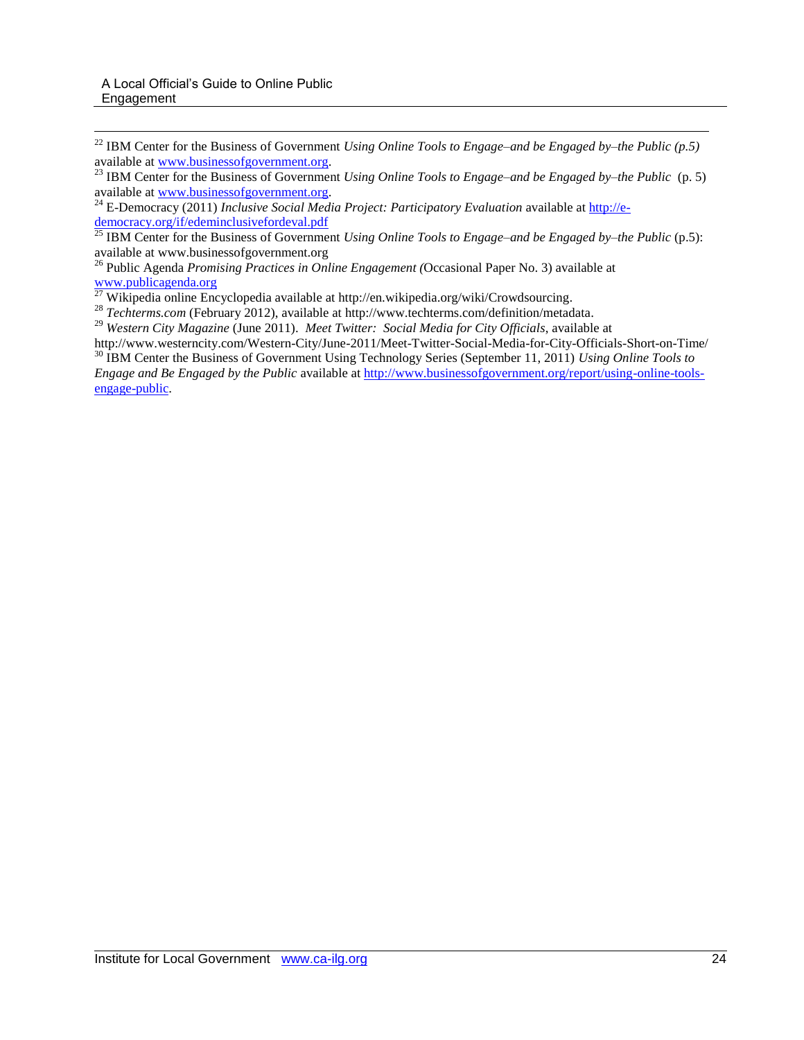[22] IBM Center for the Business of Government *Using Online Tools to Engage–and be Engaged by–the Public (p.5)* available at www.businessofgovernment.org.

[23] IBM Center for the Business of Government *Using Online Tools to Engage–and be Engaged by–the Public* (p. 5) available at www.businessofgovernment.org.

[24] E-Democracy (2011) *Inclusive Social Media Project: Participatory Evaluation* available at http://e-democracy.org/if/edeminclusivefordeval.pdf

[25] IBM Center for the Business of Government *Using Online Tools to Engage–and be Engaged by–the Public* (p.5): available at www.businessofgovernment.org

[26] Public Agenda *Promising Practices in Online Engagement (*Occasional Paper No. 3) available at www.publicagenda.org

[27] Wikipedia online Encyclopedia available at http://en.wikipedia.org/wiki/Crowdsourcing.

[28] *Techterms.com* (February 2012), available at http://www.techterms.com/definition/metadata.

[29] *Western City Magazine* (June 2011). *Meet Twitter: Social Media for City Officials*, available at http://www.westerncity.com/Western-City/June-2011/Meet-Twitter-Social-Media-for-City-Officials-Short-on-Time/

[30] IBM Center the Business of Government Using Technology Series (September 11, 2011) *Using Online Tools to Engage and Be Engaged by the Public* available at http://www.businessofgovernment.org/report/using-online-tools-engage-public.